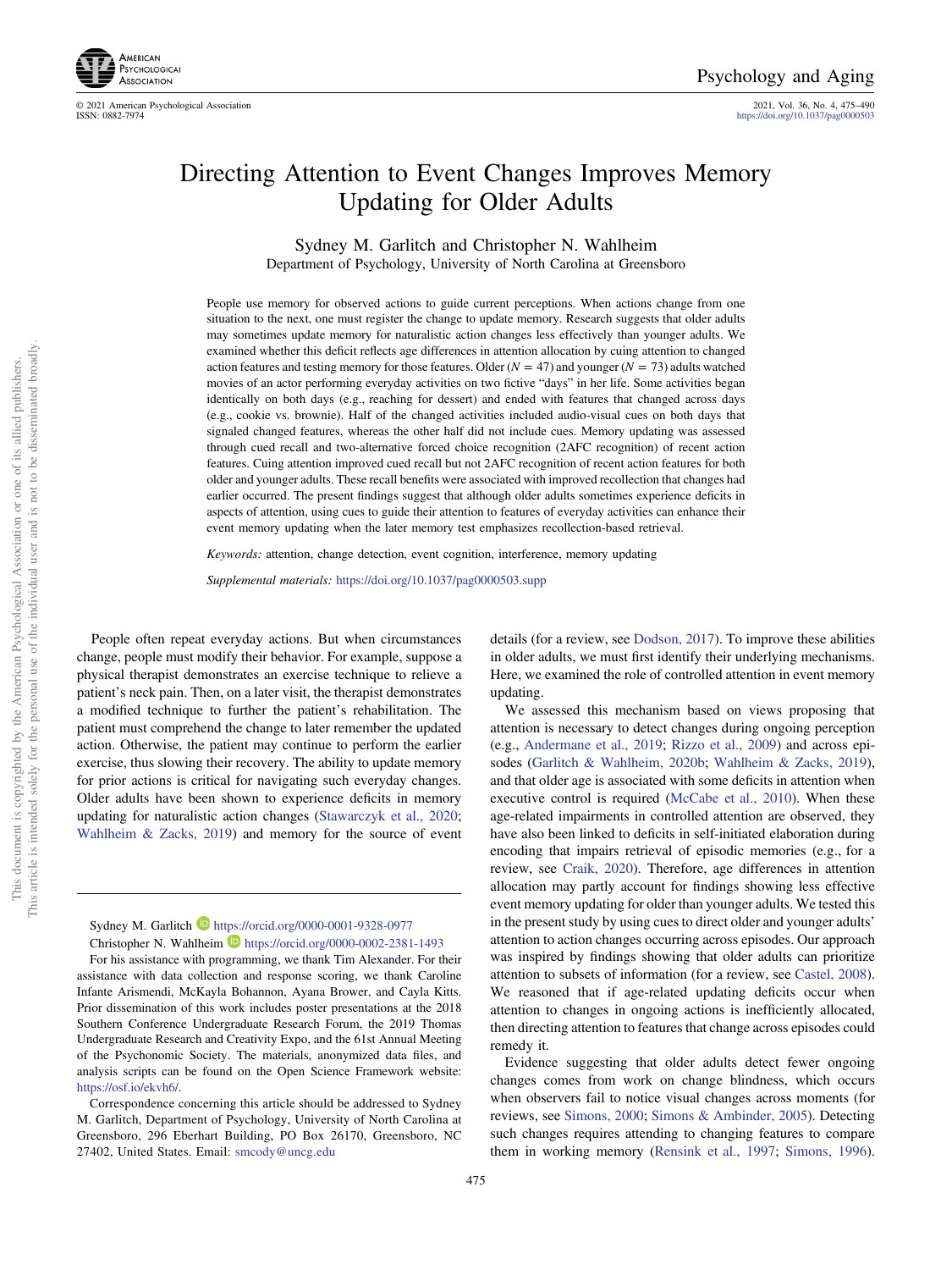# Directing Attention to Event Changes Improves Memory Updating for Older Adults

Sydney M. Garlitch and Christopher N. Wahlheim

Department of Psychology, University of North Carolina at Greensboro

People use memory for observed actions to guide current perceptions. When actions change from one situation to the next, one must register the change to update memory. Research suggests that older adults may sometimes update memory for naturalistic action changes less effectively than younger adults. We examined whether this deficit reflects age differences in attention allocation by cuing attention to changed action features and testing memory for those features. Older ($N = 47$) and younger ($N = 73$) adults watched movies of an actor performing everyday activities on two fictive "days" in her life. Some activities began identically on both days (e.g., reaching for dessert) and ended with features that changed across days (e.g., cookie vs. brownie). Half of the changed activities included audio-visual cues on both days that signaled changed features, whereas the other half did not include cues. Memory updating was assessed through cued recall and two-alternative forced choice recognition (2AFC recognition) of recent action features. Cuing attention improved cued recall but not 2AFC recognition of recent action features for both older and younger adults. These recall benefits were associated with improved recollection that changes had earlier occurred. The present findings suggest that although older adults sometimes experience deficits in aspects of attention, using cues to guide their attention to features of everyday activities can enhance their event memory updating when the later memory test emphasizes recollection-based retrieval.

*Keywords:* attention, change detection, event cognition, interference, memory updating

*Supplemental materials:* https://doi.org/10.1037/pag0000503.supp

People often repeat everyday actions. But when circumstances change, people must modify their behavior. For example, suppose a physical therapist demonstrates an exercise technique to relieve a patient's neck pain. Then, on a later visit, the therapist demonstrates a modified technique to further the patient's rehabilitation. The patient must comprehend the change to later remember the updated action. Otherwise, the patient may continue to perform the earlier exercise, thus slowing their recovery. The ability to update memory for prior actions is critical for navigating such everyday changes. Older adults have been shown to experience deficits in memory updating for naturalistic action changes (Stawarczyk et al., 2020; Wahlheim & Zacks, 2019) and memory for the source of event details (for a review, see Dodson, 2017). To improve these abilities in older adults, we must first identify their underlying mechanisms. Here, we examined the role of controlled attention in event memory updating.

We assessed this mechanism based on views proposing that attention is necessary to detect changes during ongoing perception (e.g., Andermane et al., 2019; Rizzo et al., 2009) and across episodes (Garlitch & Wahlheim, 2020b; Wahlheim & Zacks, 2019), and that older age is associated with some deficits in attention when executive control is required (McCabe et al., 2010). When these age-related impairments in controlled attention are observed, they have also been linked to deficits in self-initiated elaboration during encoding that impairs retrieval of episodic memories (e.g., for a review, see Craik, 2020). Therefore, age differences in attention allocation may partly account for findings showing less effective event memory updating for older than younger adults. We tested this in the present study by using cues to direct older and younger adults' attention to action changes occurring across episodes. Our approach was inspired by findings showing that older adults can prioritize attention to subsets of information (for a review, see Castel, 2008). We reasoned that if age-related updating deficits occur when attention to changes in ongoing actions is inefficiently allocated, then directing attention to features that change across episodes could remedy it.

Evidence suggesting that older adults detect fewer ongoing changes comes from work on change blindness, which occurs when observers fail to notice visual changes across moments (for reviews, see Simons, 2000; Simons & Ambinder, 2005). Detecting such changes requires attending to changing features to compare them in working memory (Rensink et al., 1997; Simons, 1996).

---

Sydney M. Garlitch https://orcid.org/0000-0001-9328-0977

Christopher N. Wahlheim https://orcid.org/0000-0002-2381-1493

For his assistance with programming, we thank Tim Alexander. For their assistance with data collection and response scoring, we thank Caroline Infante Arismendi, McKayla Bohannon, Ayana Brower, and Cayla Kitts. Prior dissemination of this work includes poster presentations at the 2018 Southern Conference Undergraduate Research Forum, the 2019 Thomas Undergraduate Research and Creativity Expo, and the 61st Annual Meeting of the Psychonomic Society. The materials, anonymized data files, and analysis scripts can be found on the Open Science Framework website: https://osf.io/ekvh6/.

Correspondence concerning this article should be addressed to Sydney M. Garlitch, Department of Psychology, University of North Carolina at Greensboro, 296 Eberhart Building, PO Box 26170, Greensboro, NC 27402, United States. Email: smcody@uncg.edu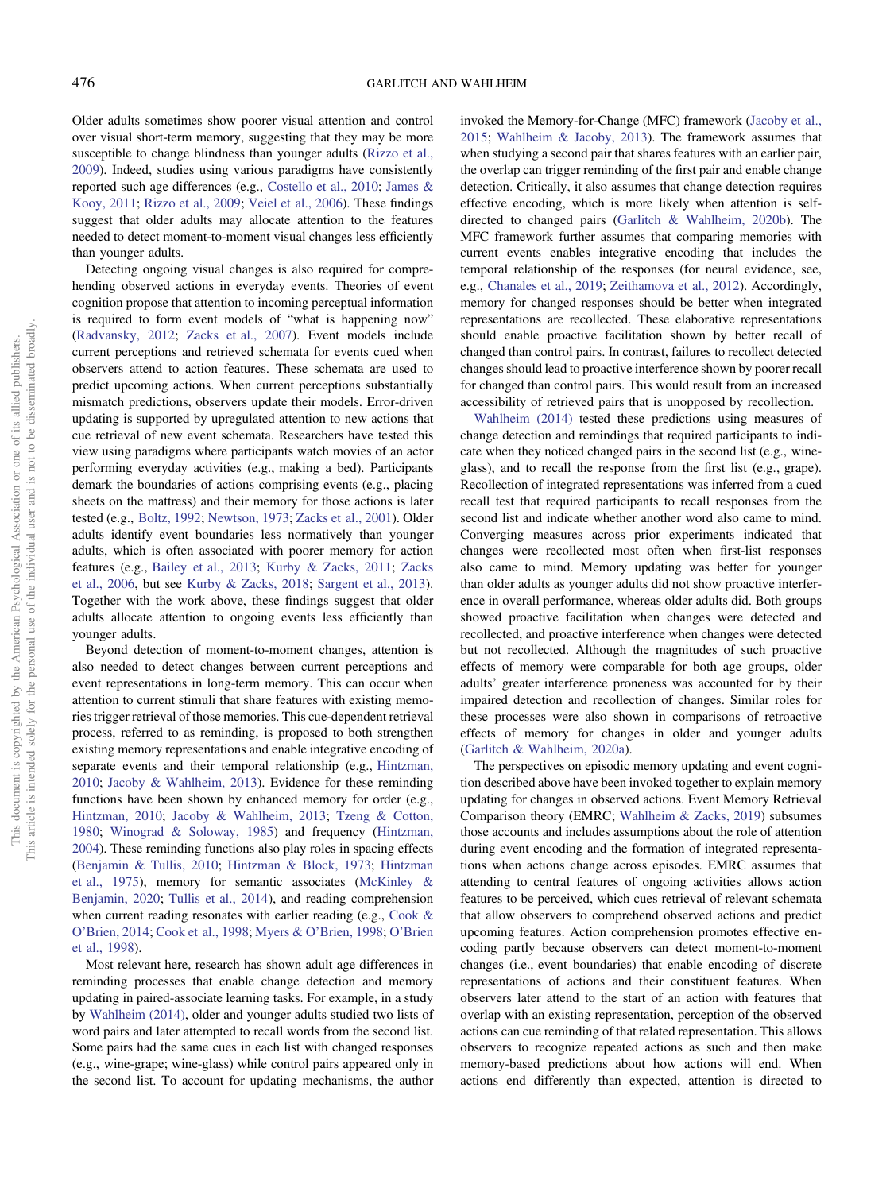Older adults sometimes show poorer visual attention and control over visual short-term memory, suggesting that they may be more susceptible to change blindness than younger adults (Rizzo et al., 2009). Indeed, studies using various paradigms have consistently reported such age differences (e.g., Costello et al., 2010; James & Kooy, 2011; Rizzo et al., 2009; Veiel et al., 2006). These findings suggest that older adults may allocate attention to the features needed to detect moment-to-moment visual changes less efficiently than younger adults.

Detecting ongoing visual changes is also required for comprehending observed actions in everyday events. Theories of event cognition propose that attention to incoming perceptual information is required to form event models of "what is happening now" (Radvansky, 2012; Zacks et al., 2007). Event models include current perceptions and retrieved schemata for events cued when observers attend to action features. These schemata are used to predict upcoming actions. When current perceptions substantially mismatch predictions, observers update their models. Error-driven updating is supported by upregulated attention to new actions that cue retrieval of new event schemata. Researchers have tested this view using paradigms where participants watch movies of an actor performing everyday activities (e.g., making a bed). Participants demark the boundaries of actions comprising events (e.g., placing sheets on the mattress) and their memory for those actions is later tested (e.g., Boltz, 1992; Newtson, 1973; Zacks et al., 2001). Older adults identify event boundaries less normatively than younger adults, which is often associated with poorer memory for action features (e.g., Bailey et al., 2013; Kurby & Zacks, 2011; Zacks et al., 2006, but see Kurby & Zacks, 2018; Sargent et al., 2013). Together with the work above, these findings suggest that older adults allocate attention to ongoing events less efficiently than younger adults.

Beyond detection of moment-to-moment changes, attention is also needed to detect changes between current perceptions and event representations in long-term memory. This can occur when attention to current stimuli that share features with existing memories trigger retrieval of those memories. This cue-dependent retrieval process, referred to as reminding, is proposed to both strengthen existing memory representations and enable integrative encoding of separate events and their temporal relationship (e.g., Hintzman, 2010; Jacoby & Wahlheim, 2013). Evidence for these reminding functions have been shown by enhanced memory for order (e.g., Hintzman, 2010; Jacoby & Wahlheim, 2013; Tzeng & Cotton, 1980; Winograd & Soloway, 1985) and frequency (Hintzman, 2004). These reminding functions also play roles in spacing effects (Benjamin & Tullis, 2010; Hintzman & Block, 1973; Hintzman et al., 1975), memory for semantic associates (McKinley & Benjamin, 2020; Tullis et al., 2014), and reading comprehension when current reading resonates with earlier reading (e.g., Cook & O'Brien, 2014; Cook et al., 1998; Myers & O'Brien, 1998; O'Brien et al., 1998).

Most relevant here, research has shown adult age differences in reminding processes that enable change detection and memory updating in paired-associate learning tasks. For example, in a study by Wahlheim (2014), older and younger adults studied two lists of word pairs and later attempted to recall words from the second list. Some pairs had the same cues in each list with changed responses (e.g., wine-grape; wine-glass) while control pairs appeared only in the second list. To account for updating mechanisms, the author invoked the Memory-for-Change (MFC) framework (Jacoby et al., 2015; Wahlheim & Jacoby, 2013). The framework assumes that when studying a second pair that shares features with an earlier pair, the overlap can trigger reminding of the first pair and enable change detection. Critically, it also assumes that change detection requires effective encoding, which is more likely when attention is self-directed to changed pairs (Garlitch & Wahlheim, 2020b). The MFC framework further assumes that comparing memories with current events enables integrative encoding that includes the temporal relationship of the responses (for neural evidence, see, e.g., Chanales et al., 2019; Zeithamova et al., 2012). Accordingly, memory for changed responses should be better when integrated representations are recollected. These elaborative representations should enable proactive facilitation shown by better recall of changed than control pairs. In contrast, failures to recollect detected changes should lead to proactive interference shown by poorer recall for changed than control pairs. This would result from an increased accessibility of retrieved pairs that is unopposed by recollection.

Wahlheim (2014) tested these predictions using measures of change detection and remindings that required participants to indicate when they noticed changed pairs in the second list (e.g., wine-glass), and to recall the response from the first list (e.g., grape). Recollection of integrated representations was inferred from a cued recall test that required participants to recall responses from the second list and indicate whether another word also came to mind. Converging measures across prior experiments indicated that changes were recollected most often when first-list responses also came to mind. Memory updating was better for younger than older adults as younger adults did not show proactive interference in overall performance, whereas older adults did. Both groups showed proactive facilitation when changes were detected and recollected, and proactive interference when changes were detected but not recollected. Although the magnitudes of such proactive effects of memory were comparable for both age groups, older adults' greater interference proneness was accounted for by their impaired detection and recollection of changes. Similar roles for these processes were also shown in comparisons of retroactive effects of memory for changes in older and younger adults (Garlitch & Wahlheim, 2020a).

The perspectives on episodic memory updating and event cognition described above have been invoked together to explain memory updating for changes in observed actions. Event Memory Retrieval Comparison theory (EMRC; Wahlheim & Zacks, 2019) subsumes those accounts and includes assumptions about the role of attention during event encoding and the formation of integrated representations when actions change across episodes. EMRC assumes that attending to central features of ongoing activities allows action features to be perceived, which cues retrieval of relevant schemata that allow observers to comprehend observed actions and predict upcoming features. Action comprehension promotes effective encoding partly because observers can detect moment-to-moment changes (i.e., event boundaries) that enable encoding of discrete representations of actions and their constituent features. When observers later attend to the start of an action with features that overlap with an existing representation, perception of the observed actions can cue reminding of that related representation. This allows observers to recognize repeated actions as such and then make memory-based predictions about how actions will end. When actions end differently than expected, attention is directed to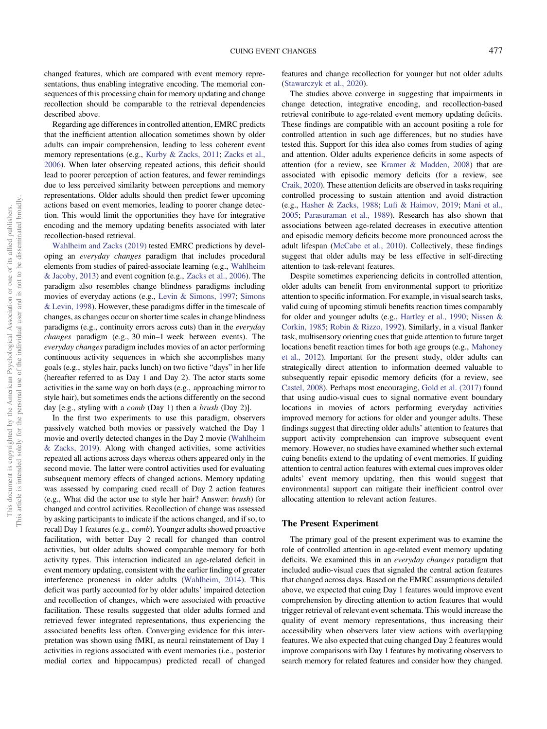changed features, which are compared with event memory representations, thus enabling integrative encoding. The memorial consequences of this processing chain for memory updating and change recollection should be comparable to the retrieval dependencies described above.

Regarding age differences in controlled attention, EMRC predicts that the inefficient attention allocation sometimes shown by older adults can impair comprehension, leading to less coherent event memory representations (e.g., Kurby & Zacks, 2011; Zacks et al., 2006). When later observing repeated actions, this deficit should lead to poorer perception of action features, and fewer remindings due to less perceived similarity between perceptions and memory representations. Older adults should then predict fewer upcoming actions based on event memories, leading to poorer change detection. This would limit the opportunities they have for integrative encoding and the memory updating benefits associated with later recollection-based retrieval.

Wahlheim and Zacks (2019) tested EMRC predictions by developing an *everyday changes* paradigm that includes procedural elements from studies of paired-associate learning (e.g., Wahlheim & Jacoby, 2013) and event cognition (e.g., Zacks et al., 2006). The paradigm also resembles change blindness paradigms including movies of everyday actions (e.g., Levin & Simons, 1997; Simons & Levin, 1998). However, these paradigms differ in the timescale of changes, as changes occur on shorter time scales in change blindness paradigms (e.g., continuity errors across cuts) than in the *everyday changes* paradigm (e.g., 30 min–1 week between events). The *everyday changes* paradigm includes movies of an actor performing continuous activity sequences in which she accomplishes many goals (e.g., styles hair, packs lunch) on two fictive "days" in her life (hereafter referred to as Day 1 and Day 2). The actor starts some activities in the same way on both days (e.g., approaching mirror to style hair), but sometimes ends the actions differently on the second day [e.g., styling with a *comb* (Day 1) then a *brush* (Day 2)].

In the first two experiments to use this paradigm, observers passively watched both movies or passively watched the Day 1 movie and overtly detected changes in the Day 2 movie (Wahlheim & Zacks, 2019). Along with changed activities, some activities repeated all actions across days whereas others appeared only in the second movie. The latter were control activities used for evaluating subsequent memory effects of changed actions. Memory updating was assessed by comparing cued recall of Day 2 action features (e.g., What did the actor use to style her hair? Answer: *brush*) for changed and control activities. Recollection of change was assessed by asking participants to indicate if the actions changed, and if so, to recall Day 1 features (e.g., *comb*). Younger adults showed proactive facilitation, with better Day 2 recall for changed than control activities, but older adults showed comparable memory for both activity types. This interaction indicated an age-related deficit in event memory updating, consistent with the earlier finding of greater interference proneness in older adults (Wahlheim, 2014). This deficit was partly accounted for by older adults' impaired detection and recollection of changes, which were associated with proactive facilitation. These results suggested that older adults formed and retrieved fewer integrated representations, thus experiencing the associated benefits less often. Converging evidence for this interpretation was shown using fMRI, as neural reinstatement of Day 1 activities in regions associated with event memories (i.e., posterior medial cortex and hippocampus) predicted recall of changed features and change recollection for younger but not older adults (Stawarczyk et al., 2020).

The studies above converge in suggesting that impairments in change detection, integrative encoding, and recollection-based retrieval contribute to age-related event memory updating deficits. These findings are compatible with an account positing a role for controlled attention in such age differences, but no studies have tested this. Support for this idea also comes from studies of aging and attention. Older adults experience deficits in some aspects of attention (for a review, see Kramer & Madden, 2008) that are associated with episodic memory deficits (for a review, see Craik, 2020). These attention deficits are observed in tasks requiring controlled processing to sustain attention and avoid distraction (e.g., Hasher & Zacks, 1988; Lufi & Haimov, 2019; Mani et al., 2005; Parasuraman et al., 1989). Research has also shown that associations between age-related decreases in executive attention and episodic memory deficits become more pronounced across the adult lifespan (McCabe et al., 2010). Collectively, these findings suggest that older adults may be less effective in self-directing attention to task-relevant features.

Despite sometimes experiencing deficits in controlled attention, older adults can benefit from environmental support to prioritize attention to specific information. For example, in visual search tasks, valid cuing of upcoming stimuli benefits reaction times comparably for older and younger adults (e.g., Hartley et al., 1990; Nissen & Corkin, 1985; Robin & Rizzo, 1992). Similarly, in a visual flanker task, multisensory orienting cues that guide attention to future target locations benefit reaction times for both age groups (e.g., Mahoney et al., 2012). Important for the present study, older adults can strategically direct attention to information deemed valuable to subsequently repair episodic memory deficits (for a review, see Castel, 2008). Perhaps most encouraging, Gold et al. (2017) found that using audio-visual cues to signal normative event boundary locations in movies of actors performing everyday activities improved memory for actions for older and younger adults. These findings suggest that directing older adults' attention to features that support activity comprehension can improve subsequent event memory. However, no studies have examined whether such external cuing benefits extend to the updating of event memories. If guiding attention to central action features with external cues improves older adults' event memory updating, then this would suggest that environmental support can mitigate their inefficient control over allocating attention to relevant action features.

## The Present Experiment

The primary goal of the present experiment was to examine the role of controlled attention in age-related event memory updating deficits. We examined this in an *everyday changes* paradigm that included audio-visual cues that signaled the central action features that changed across days. Based on the EMRC assumptions detailed above, we expected that cuing Day 1 features would improve event comprehension by directing attention to action features that would trigger retrieval of relevant event schemata. This would increase the quality of event memory representations, thus increasing their accessibility when observers later view actions with overlapping features. We also expected that cuing changed Day 2 features would improve comparisons with Day 1 features by motivating observers to search memory for related features and consider how they changed.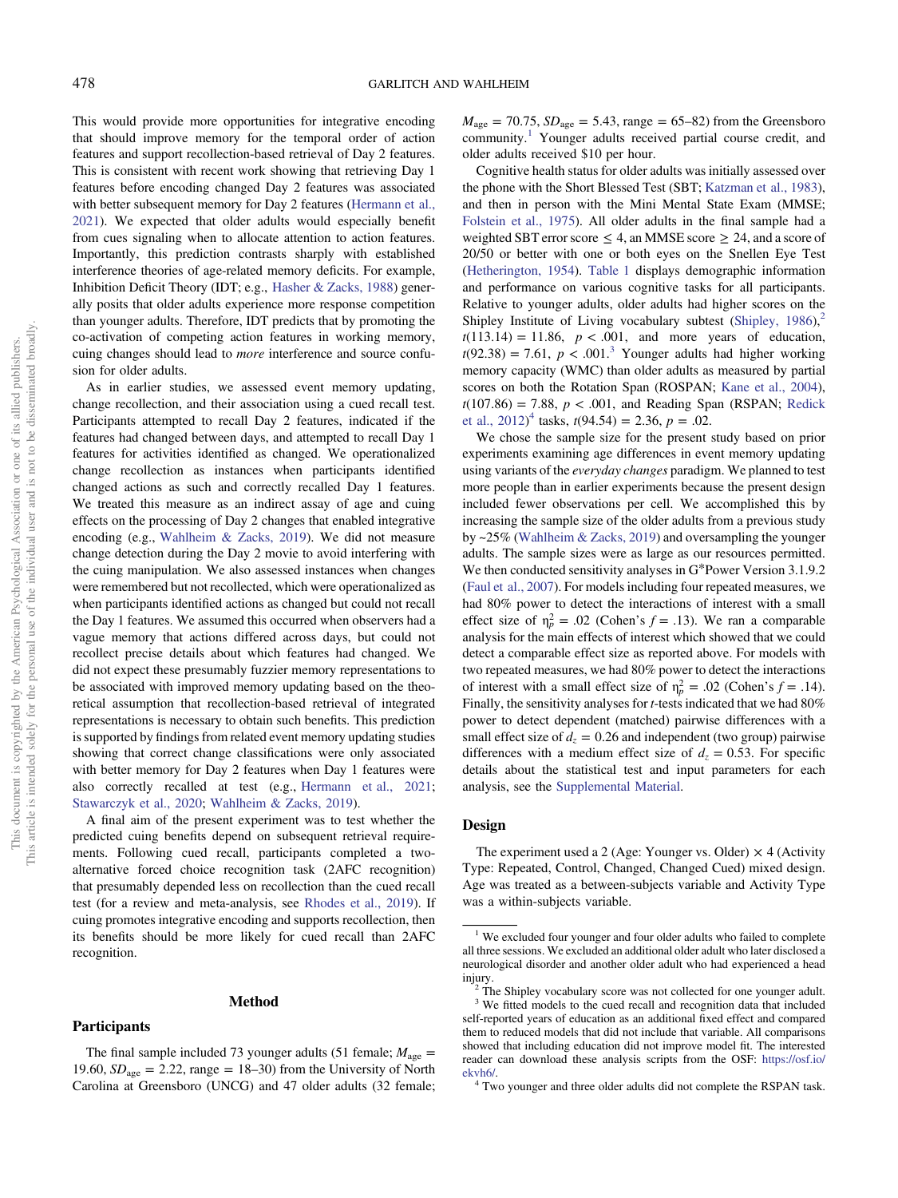This would provide more opportunities for integrative encoding that should improve memory for the temporal order of action features and support recollection-based retrieval of Day 2 features. This is consistent with recent work showing that retrieving Day 1 features before encoding changed Day 2 features was associated with better subsequent memory for Day 2 features (Hermann et al., 2021). We expected that older adults would especially benefit from cues signaling when to allocate attention to action features. Importantly, this prediction contrasts sharply with established interference theories of age-related memory deficits. For example, Inhibition Deficit Theory (IDT; e.g., Hasher & Zacks, 1988) generally posits that older adults experience more response competition than younger adults. Therefore, IDT predicts that by promoting the co-activation of competing action features in working memory, cuing changes should lead to *more* interference and source confusion for older adults.

As in earlier studies, we assessed event memory updating, change recollection, and their association using a cued recall test. Participants attempted to recall Day 2 features, indicated if the features had changed between days, and attempted to recall Day 1 features for activities identified as changed. We operationalized change recollection as instances when participants identified changed actions as such and correctly recalled Day 1 features. We treated this measure as an indirect assay of age and cuing effects on the processing of Day 2 changes that enabled integrative encoding (e.g., Wahlheim & Zacks, 2019). We did not measure change detection during the Day 2 movie to avoid interfering with the cuing manipulation. We also assessed instances when changes were remembered but not recollected, which were operationalized as when participants identified actions as changed but could not recall the Day 1 features. We assumed this occurred when observers had a vague memory that actions differed across days, but could not recollect precise details about which features had changed. We did not expect these presumably fuzzier memory representations to be associated with improved memory updating based on the theoretical assumption that recollection-based retrieval of integrated representations is necessary to obtain such benefits. This prediction is supported by findings from related event memory updating studies showing that correct change classifications were only associated with better memory for Day 2 features when Day 1 features were also correctly recalled at test (e.g., Hermann et al., 2021; Stawarczyk et al., 2020; Wahlheim & Zacks, 2019).

A final aim of the present experiment was to test whether the predicted cuing benefits depend on subsequent retrieval requirements. Following cued recall, participants completed a two-alternative forced choice recognition task (2AFC recognition) that presumably depended less on recollection than the cued recall test (for a review and meta-analysis, see Rhodes et al., 2019). If cuing promotes integrative encoding and supports recollection, then its benefits should be more likely for cued recall than 2AFC recognition.

## Method

### Participants

The final sample included 73 younger adults (51 female; $M_{\text{age}} = 19.60$, $SD_{\text{age}} = 2.22$, range = 18–30) from the University of North Carolina at Greensboro (UNCG) and 47 older adults (32 female; $M_{\text{age}} = 70.75$, $SD_{\text{age}} = 5.43$, range = 65–82) from the Greensboro community.[1] Younger adults received partial course credit, and older adults received \$10 per hour.

Cognitive health status for older adults was initially assessed over the phone with the Short Blessed Test (SBT; Katzman et al., 1983), and then in person with the Mini Mental State Exam (MMSE; Folstein et al., 1975). All older adults in the final sample had a weighted SBT error score ≤ 4, an MMSE score ≥ 24, and a score of 20/50 or better with one or both eyes on the Snellen Eye Test (Hetherington, 1954). Table 1 displays demographic information and performance on various cognitive tasks for all participants. Relative to younger adults, older adults had higher scores on the Shipley Institute of Living vocabulary subtest (Shipley, 1986),[2] $t(113.14) = 11.86$, $p < .001$, and more years of education, $t(92.38) = 7.61$, $p < .001$.[3] Younger adults had higher working memory capacity (WMC) than older adults as measured by partial scores on both the Rotation Span (ROSPAN; Kane et al., 2004), $t(107.86) = 7.88$, $p < .001$, and Reading Span (RSPAN; Redick et al., 2012)[4] tasks, $t(94.54) = 2.36$, $p = .02$.

We chose the sample size for the present study based on prior experiments examining age differences in event memory updating using variants of the *everyday changes* paradigm. We planned to test more people than in earlier experiments because the present design included fewer observations per cell. We accomplished this by increasing the sample size of the older adults from a previous study by ~25% (Wahlheim & Zacks, 2019) and oversampling the younger adults. The sample sizes were as large as our resources permitted. We then conducted sensitivity analyses in G*Power Version 3.1.9.2 (Faul et al., 2007). For models including four repeated measures, we had 80% power to detect the interactions of interest with a small effect size of $\eta_p^2 = .02$ (Cohen's $f = .13$). We ran a comparable analysis for the main effects of interest which showed that we could detect a comparable effect size as reported above. For models with two repeated measures, we had 80% power to detect the interactions of interest with a small effect size of $\eta_p^2 = .02$ (Cohen's $f = .14$). Finally, the sensitivity analyses for *t*-tests indicated that we had 80% power to detect dependent (matched) pairwise differences with a small effect size of $d_z = 0.26$ and independent (two group) pairwise differences with a medium effect size of $d_z = 0.53$. For specific details about the statistical test and input parameters for each analysis, see the Supplemental Material.

### Design

The experiment used a 2 (Age: Younger vs. Older) × 4 (Activity Type: Repeated, Control, Changed, Changed Cued) mixed design. Age was treated as a between-subjects variable and Activity Type was a within-subjects variable.

---

[1] We excluded four younger and four older adults who failed to complete all three sessions. We excluded an additional older adult who later disclosed a neurological disorder and another older adult who had experienced a head injury.

[2] The Shipley vocabulary score was not collected for one younger adult.

[3] We fitted models to the cued recall and recognition data that included self-reported years of education as an additional fixed effect and compared them to reduced models that did not include that variable. All comparisons showed that including education did not improve model fit. The interested reader can download these analysis scripts from the OSF: https://osf.io/ekvh6/.

[4] Two younger and three older adults did not complete the RSPAN task.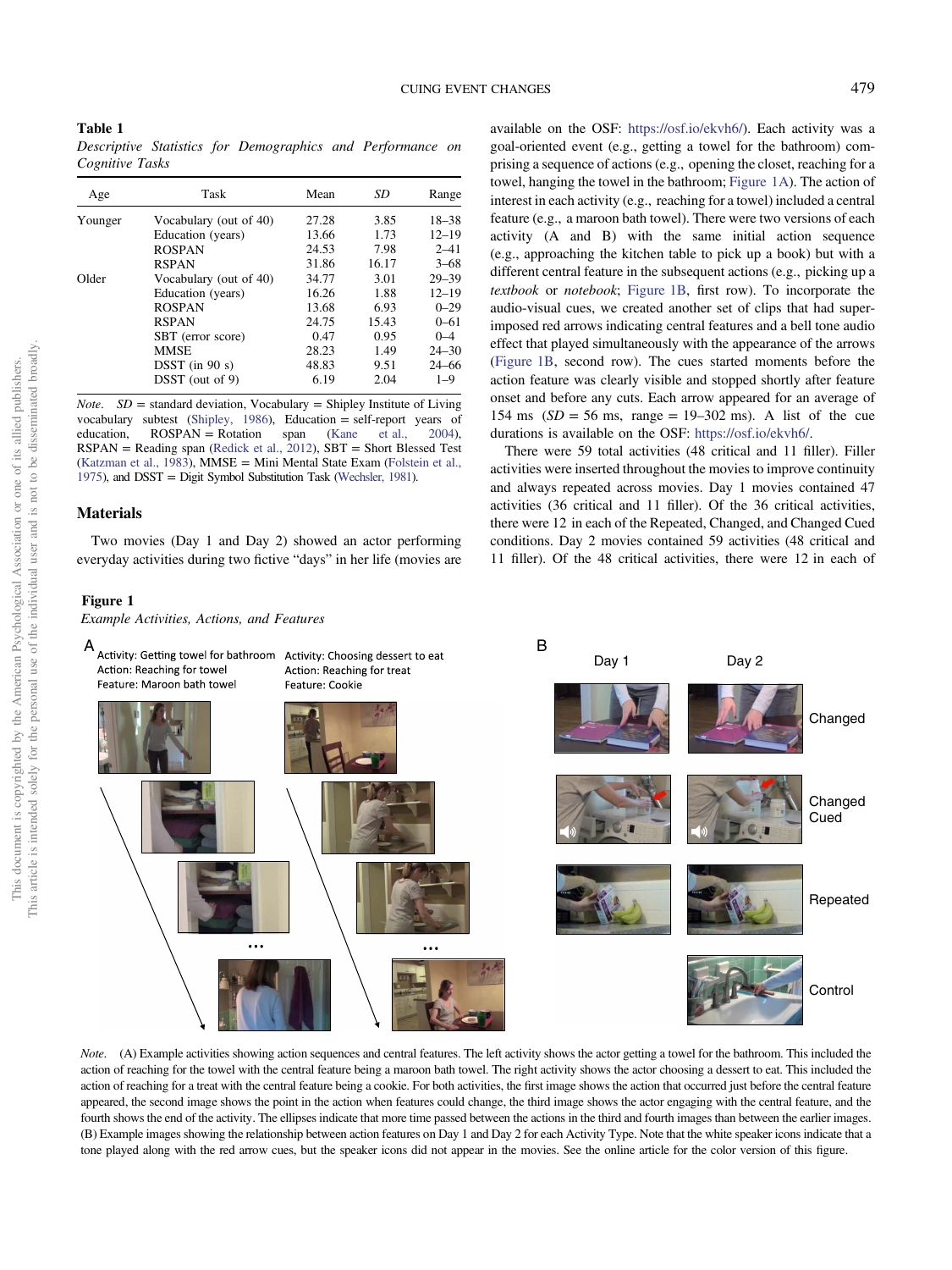**Table 1**

*Descriptive Statistics for Demographics and Performance on Cognitive Tasks*

| Age | Task | Mean | *SD* | Range |
|---|---|---|---|---|
| Younger | Vocabulary (out of 40) | 27.28 | 3.85 | 18–38 |
| | Education (years) | 13.66 | 1.73 | 12–19 |
| | ROSPAN | 24.53 | 7.98 | 2–41 |
| | RSPAN | 31.86 | 16.17 | 3–68 |
| Older | Vocabulary (out of 40) | 34.77 | 3.01 | 29–39 |
| | Education (years) | 16.26 | 1.88 | 12–19 |
| | ROSPAN | 13.68 | 6.93 | 0–29 |
| | RSPAN | 24.75 | 15.43 | 0–61 |
| | SBT (error score) | 0.47 | 0.95 | 0–4 |
| | MMSE | 28.23 | 1.49 | 24–30 |
| | DSST (in 90 s) | 48.83 | 9.51 | 24–66 |
| | DSST (out of 9) | 6.19 | 2.04 | 1–9 |

*Note.* *SD* = standard deviation, Vocabulary = Shipley Institute of Living vocabulary subtest (Shipley, 1986), Education = self-report years of education, ROSPAN = Rotation span (Kane et al., 2004), RSPAN = Reading span (Redick et al., 2012), SBT = Short Blessed Test (Katzman et al., 1983), MMSE = Mini Mental State Exam (Folstein et al., 1975), and DSST = Digit Symbol Substitution Task (Wechsler, 1981).

## Materials

Two movies (Day 1 and Day 2) showed an actor performing everyday activities during two fictive "days" in her life (movies are available on the OSF: https://osf.io/ekvh6/). Each activity was a goal-oriented event (e.g., getting a towel for the bathroom) comprising a sequence of actions (e.g., opening the closet, reaching for a towel, hanging the towel in the bathroom; Figure 1A). The action of interest in each activity (e.g., reaching for a towel) included a central feature (e.g., a maroon bath towel). There were two versions of each activity (A and B) with the same initial action sequence (e.g., approaching the kitchen table to pick up a book) but with a different central feature in the subsequent actions (e.g., picking up a *textbook* or *notebook*; Figure 1B, first row). To incorporate the audio-visual cues, we created another set of clips that had superimposed red arrows indicating central features and a bell tone audio effect that played simultaneously with the appearance of the arrows (Figure 1B, second row). The cues started moments before the action feature was clearly visible and stopped shortly after feature onset and before any cuts. Each arrow appeared for an average of 154 ms (*SD* = 56 ms, range = 19–302 ms). A list of the cue durations is available on the OSF: https://osf.io/ekvh6/.

There were 59 total activities (48 critical and 11 filler). Filler activities were inserted throughout the movies to improve continuity and always repeated across movies. Day 1 movies contained 47 activities (36 critical and 11 filler). Of the 36 critical activities, there were 12 in each of the Repeated, Changed, and Changed Cued conditions. Day 2 movies contained 59 activities (48 critical and 11 filler). Of the 48 critical activities, there were 12 in each of

**Figure 1**

*Example Activities, Actions, and Features*

*Note.* (A) Example activities showing action sequences and central features. The left activity shows the actor getting a towel for the bathroom. This included the action of reaching for the towel with the central feature being a maroon bath towel. The right activity shows the actor choosing a dessert to eat. This included the action of reaching for a treat with the central feature being a cookie. For both activities, the first image shows the action that occurred just before the central feature appeared, the second image shows the point in the action when features could change, the third image shows the actor engaging with the central feature, and the fourth shows the end of the activity. The ellipses indicate that more time passed between the actions in the third and fourth images than between the earlier images. (B) Example images showing the relationship between action features on Day 1 and Day 2 for each Activity Type. Note that the white speaker icons indicate that a tone played along with the red arrow cues, but the speaker icons did not appear in the movies. See the online article for the color version of this figure.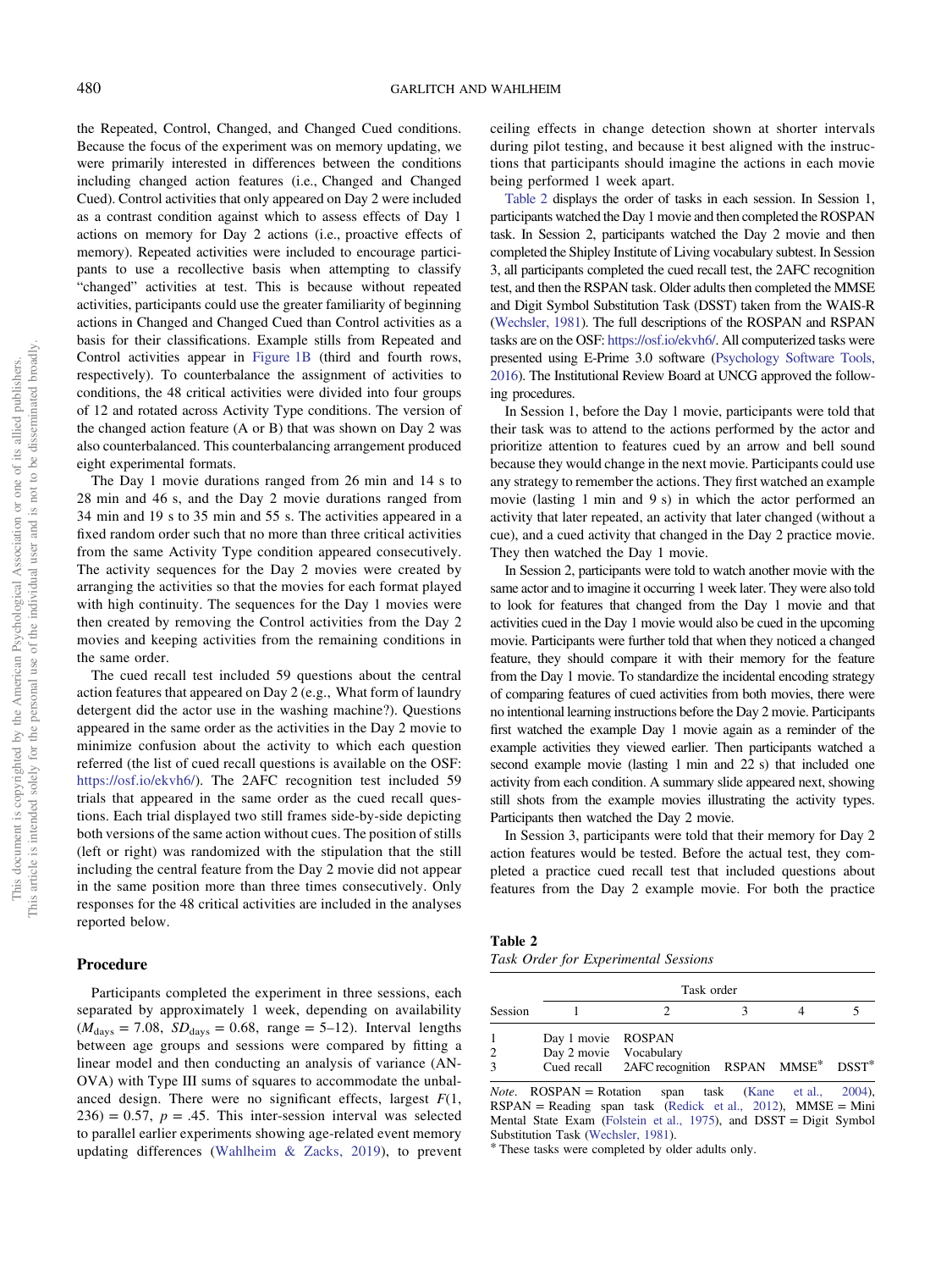the Repeated, Control, Changed, and Changed Cued conditions. Because the focus of the experiment was on memory updating, we were primarily interested in differences between the conditions including changed action features (i.e., Changed and Changed Cued). Control activities that only appeared on Day 2 were included as a contrast condition against which to assess effects of Day 1 actions on memory for Day 2 actions (i.e., proactive effects of memory). Repeated activities were included to encourage participants to use a recollective basis when attempting to classify "changed" activities at test. This is because without repeated activities, participants could use the greater familiarity of beginning actions in Changed and Changed Cued than Control activities as a basis for their classifications. Example stills from Repeated and Control activities appear in Figure 1B (third and fourth rows, respectively). To counterbalance the assignment of activities to conditions, the 48 critical activities were divided into four groups of 12 and rotated across Activity Type conditions. The version of the changed action feature (A or B) that was shown on Day 2 was also counterbalanced. This counterbalancing arrangement produced eight experimental formats.

The Day 1 movie durations ranged from 26 min and 14 s to 28 min and 46 s, and the Day 2 movie durations ranged from 34 min and 19 s to 35 min and 55 s. The activities appeared in a fixed random order such that no more than three critical activities from the same Activity Type condition appeared consecutively. The activity sequences for the Day 2 movies were created by arranging the activities so that the movies for each format played with high continuity. The sequences for the Day 1 movies were then created by removing the Control activities from the Day 2 movies and keeping activities from the remaining conditions in the same order.

The cued recall test included 59 questions about the central action features that appeared on Day 2 (e.g., What form of laundry detergent did the actor use in the washing machine?). Questions appeared in the same order as the activities in the Day 2 movie to minimize confusion about the activity to which each question referred (the list of cued recall questions is available on the OSF: https://osf.io/ekvh6/). The 2AFC recognition test included 59 trials that appeared in the same order as the cued recall questions. Each trial displayed two still frames side-by-side depicting both versions of the same action without cues. The position of stills (left or right) was randomized with the stipulation that the still including the central feature from the Day 2 movie did not appear in the same position more than three times consecutively. Only responses for the 48 critical activities are included in the analyses reported below.

## Procedure

Participants completed the experiment in three sessions, each separated by approximately 1 week, depending on availability ($M_{\text{days}} = 7.08$, $SD_{\text{days}} = 0.68$, range = 5–12). Interval lengths between age groups and sessions were compared by fitting a linear model and then conducting an analysis of variance (ANOVA) with Type III sums of squares to accommodate the unbalanced design. There were no significant effects, largest $F(1, 236) = 0.57$, $p = .45$. This inter-session interval was selected to parallel earlier experiments showing age-related event memory updating differences (Wahlheim & Zacks, 2019), to prevent ceiling effects in change detection shown at shorter intervals during pilot testing, and because it best aligned with the instructions that participants should imagine the actions in each movie being performed 1 week apart.

Table 2 displays the order of tasks in each session. In Session 1, participants watched the Day 1 movie and then completed the ROSPAN task. In Session 2, participants watched the Day 2 movie and then completed the Shipley Institute of Living vocabulary subtest. In Session 3, all participants completed the cued recall test, the 2AFC recognition test, and then the RSPAN task. Older adults then completed the MMSE and Digit Symbol Substitution Task (DSST) taken from the WAIS-R (Wechsler, 1981). The full descriptions of the ROSPAN and RSPAN tasks are on the OSF: https://osf.io/ekvh6/. All computerized tasks were presented using E-Prime 3.0 software (Psychology Software Tools, 2016). The Institutional Review Board at UNCG approved the following procedures.

In Session 1, before the Day 1 movie, participants were told that their task was to attend to the actions performed by the actor and prioritize attention to features cued by an arrow and bell sound because they would change in the next movie. Participants could use any strategy to remember the actions. They first watched an example movie (lasting 1 min and 9 s) in which the actor performed an activity that later repeated, an activity that later changed (without a cue), and a cued activity that changed in the Day 2 practice movie. They then watched the Day 1 movie.

In Session 2, participants were told to watch another movie with the same actor and to imagine it occurring 1 week later. They were also told to look for features that changed from the Day 1 movie and that activities cued in the Day 1 movie would also be cued in the upcoming movie. Participants were further told that when they noticed a changed feature, they should compare it with their memory for the feature from the Day 1 movie. To standardize the incidental encoding strategy of comparing features of cued activities from both movies, there were no intentional learning instructions before the Day 2 movie. Participants first watched the example Day 1 movie again as a reminder of the example activities they viewed earlier. Then participants watched a second example movie (lasting 1 min and 22 s) that included one activity from each condition. A summary slide appeared next, showing still shots from the example movies illustrating the activity types. Participants then watched the Day 2 movie.

In Session 3, participants were told that their memory for Day 2 action features would be tested. Before the actual test, they completed a practice cued recall test that included questions about features from the Day 2 example movie. For both the practice

**Table 2**
*Task Order for Experimental Sessions*

| Session | Task order | | | | |
|---|---|---|---|---|---|
| | 1 | 2 | 3 | 4 | 5 |
| 1 | Day 1 movie | ROSPAN | | | |
| 2 | Day 2 movie | Vocabulary | | | |
| 3 | Cued recall | 2AFC recognition | RSPAN | MMSE* | DSST* |

*Note.* ROSPAN = Rotation span task (Kane et al., 2004), RSPAN = Reading span task (Redick et al., 2012), MMSE = Mini Mental State Exam (Folstein et al., 1975), and DSST = Digit Symbol Substitution Task (Wechsler, 1981).
* These tasks were completed by older adults only.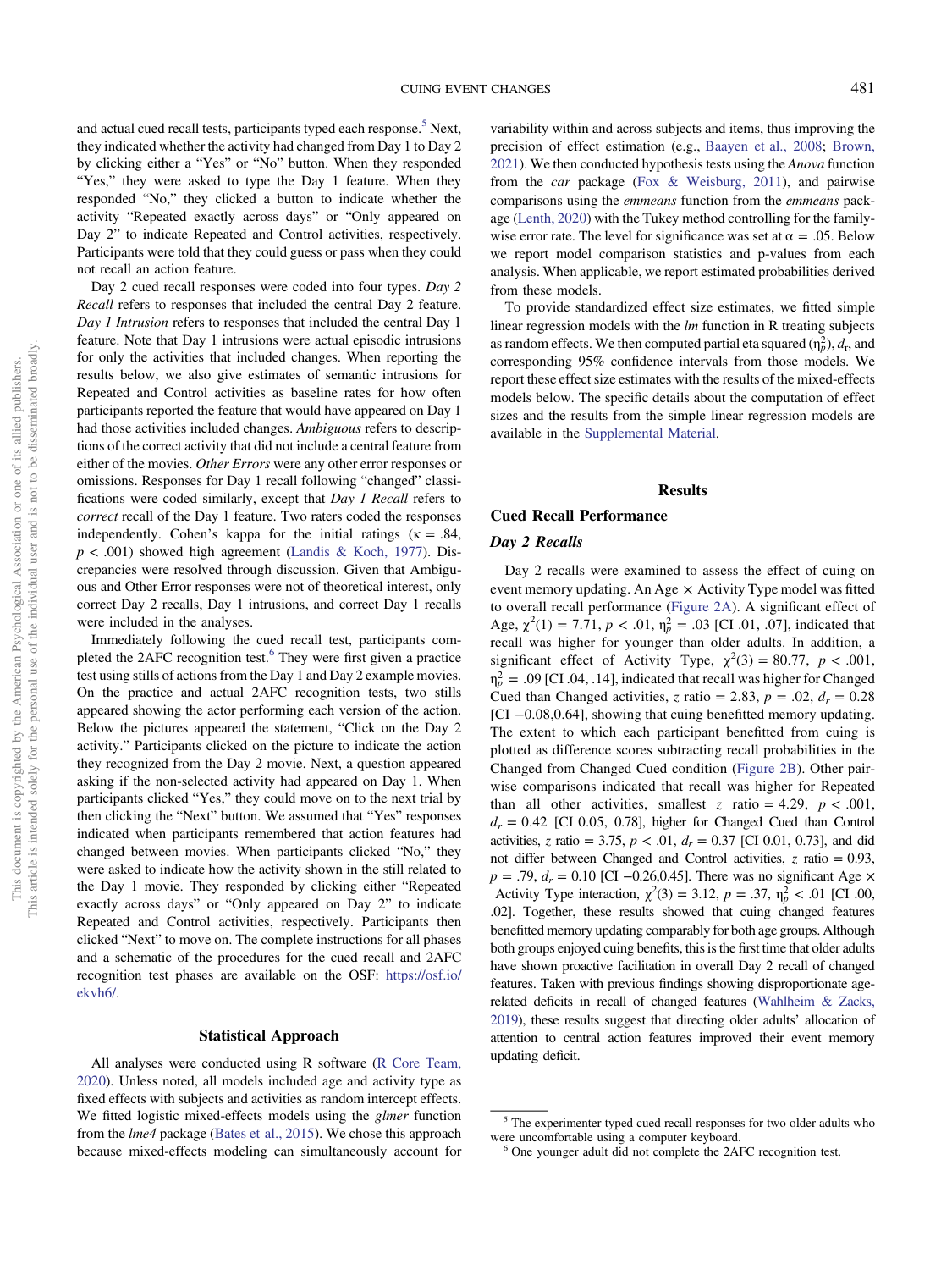and actual cued recall tests, participants typed each response.[5] Next, they indicated whether the activity had changed from Day 1 to Day 2 by clicking either a "Yes" or "No" button. When they responded "Yes," they were asked to type the Day 1 feature. When they responded "No," they clicked a button to indicate whether the activity "Repeated exactly across days" or "Only appeared on Day 2" to indicate Repeated and Control activities, respectively. Participants were told that they could guess or pass when they could not recall an action feature.

Day 2 cued recall responses were coded into four types. *Day 2 Recall* refers to responses that included the central Day 2 feature. *Day 1 Intrusion* refers to responses that included the central Day 1 feature. Note that Day 1 intrusions were actual episodic intrusions for only the activities that included changes. When reporting the results below, we also give estimates of semantic intrusions for Repeated and Control activities as baseline rates for how often participants reported the feature that would have appeared on Day 1 had those activities included changes. *Ambiguous* refers to descriptions of the correct activity that did not include a central feature from either of the movies. *Other Errors* were any other error responses or omissions. Responses for Day 1 recall following "changed" classifications were coded similarly, except that *Day 1 Recall* refers to *correct* recall of the Day 1 feature. Two raters coded the responses independently. Cohen's kappa for the initial ratings ($\kappa = .84$, $p < .001$) showed high agreement (Landis & Koch, 1977). Discrepancies were resolved through discussion. Given that Ambiguous and Other Error responses were not of theoretical interest, only correct Day 2 recalls, Day 1 intrusions, and correct Day 1 recalls were included in the analyses.

Immediately following the cued recall test, participants completed the 2AFC recognition test.[6] They were first given a practice test using stills of actions from the Day 1 and Day 2 example movies. On the practice and actual 2AFC recognition tests, two stills appeared showing the actor performing each version of the action. Below the pictures appeared the statement, "Click on the Day 2 activity." Participants clicked on the picture to indicate the action they recognized from the Day 2 movie. Next, a question appeared asking if the non-selected activity had appeared on Day 1. When participants clicked "Yes," they could move on to the next trial by then clicking the "Next" button. We assumed that "Yes" responses indicated when participants remembered that action features had changed between movies. When participants clicked "No," they were asked to indicate how the activity shown in the still related to the Day 1 movie. They responded by clicking either "Repeated exactly across days" or "Only appeared on Day 2" to indicate Repeated and Control activities, respectively. Participants then clicked "Next" to move on. The complete instructions for all phases and a schematic of the procedures for the cued recall and 2AFC recognition test phases are available on the OSF: https://osf.io/ekvh6/.

## Statistical Approach

All analyses were conducted using R software (R Core Team, 2020). Unless noted, all models included age and activity type as fixed effects with subjects and activities as random intercept effects. We fitted logistic mixed-effects models using the *glmer* function from the *lme4* package (Bates et al., 2015). We chose this approach because mixed-effects modeling can simultaneously account for variability within and across subjects and items, thus improving the precision of effect estimation (e.g., Baayen et al., 2008; Brown, 2021). We then conducted hypothesis tests using the *Anova* function from the *car* package (Fox & Weisburg, 2011), and pairwise comparisons using the *emmeans* function from the *emmeans* package (Lenth, 2020) with the Tukey method controlling for the family-wise error rate. The level for significance was set at $\alpha = .05$. Below we report model comparison statistics and p-values from each analysis. When applicable, we report estimated probabilities derived from these models.

To provide standardized effect size estimates, we fitted simple linear regression models with the *lm* function in R treating subjects as random effects. We then computed partial eta squared ($\eta_p^2$), $d_r$, and corresponding 95% confidence intervals from those models. We report these effect size estimates with the results of the mixed-effects models below. The specific details about the computation of effect sizes and the results from the simple linear regression models are available in the Supplemental Material.

## Results

### Cued Recall Performance

#### Day 2 Recalls

Day 2 recalls were examined to assess the effect of cuing on event memory updating. An Age × Activity Type model was fitted to overall recall performance (Figure 2A). A significant effect of Age, $\chi^2(1) = 7.71$, $p < .01$, $\eta_p^2 = .03$ [CI .01, .07], indicated that recall was higher for younger than older adults. In addition, a significant effect of Activity Type, $\chi^2(3) = 80.77$, $p < .001$, $\eta_p^2 = .09$ [CI .04, .14], indicated that recall was higher for Changed Cued than Changed activities, $z$ ratio = 2.83, $p = .02$, $d_r = 0.28$ [CI −0.08,0.64], showing that cuing benefitted memory updating. The extent to which each participant benefitted from cuing is plotted as difference scores subtracting recall probabilities in the Changed from Changed Cued condition (Figure 2B). Other pairwise comparisons indicated that recall was higher for Repeated than all other activities, smallest $z$ ratio = 4.29, $p < .001$, $d_r = 0.42$ [CI 0.05, 0.78], higher for Changed Cued than Control activities, $z$ ratio = 3.75, $p < .01$, $d_r = 0.37$ [CI 0.01, 0.73], and did not differ between Changed and Control activities, $z$ ratio = 0.93, $p = .79$, $d_r = 0.10$ [CI −0.26,0.45]. There was no significant Age × Activity Type interaction, $\chi^2(3) = 3.12$, $p = .37$, $\eta_p^2 < .01$ [CI .00, .02]. Together, these results showed that cuing changed features benefitted memory updating comparably for both age groups. Although both groups enjoyed cuing benefits, this is the first time that older adults have shown proactive facilitation in overall Day 2 recall of changed features. Taken with previous findings showing disproportionate age-related deficits in recall of changed features (Wahlheim & Zacks, 2019), these results suggest that directing older adults' allocation of attention to central action features improved their event memory updating deficit.

---

[5] The experimenter typed cued recall responses for two older adults who were uncomfortable using a computer keyboard.

[6] One younger adult did not complete the 2AFC recognition test.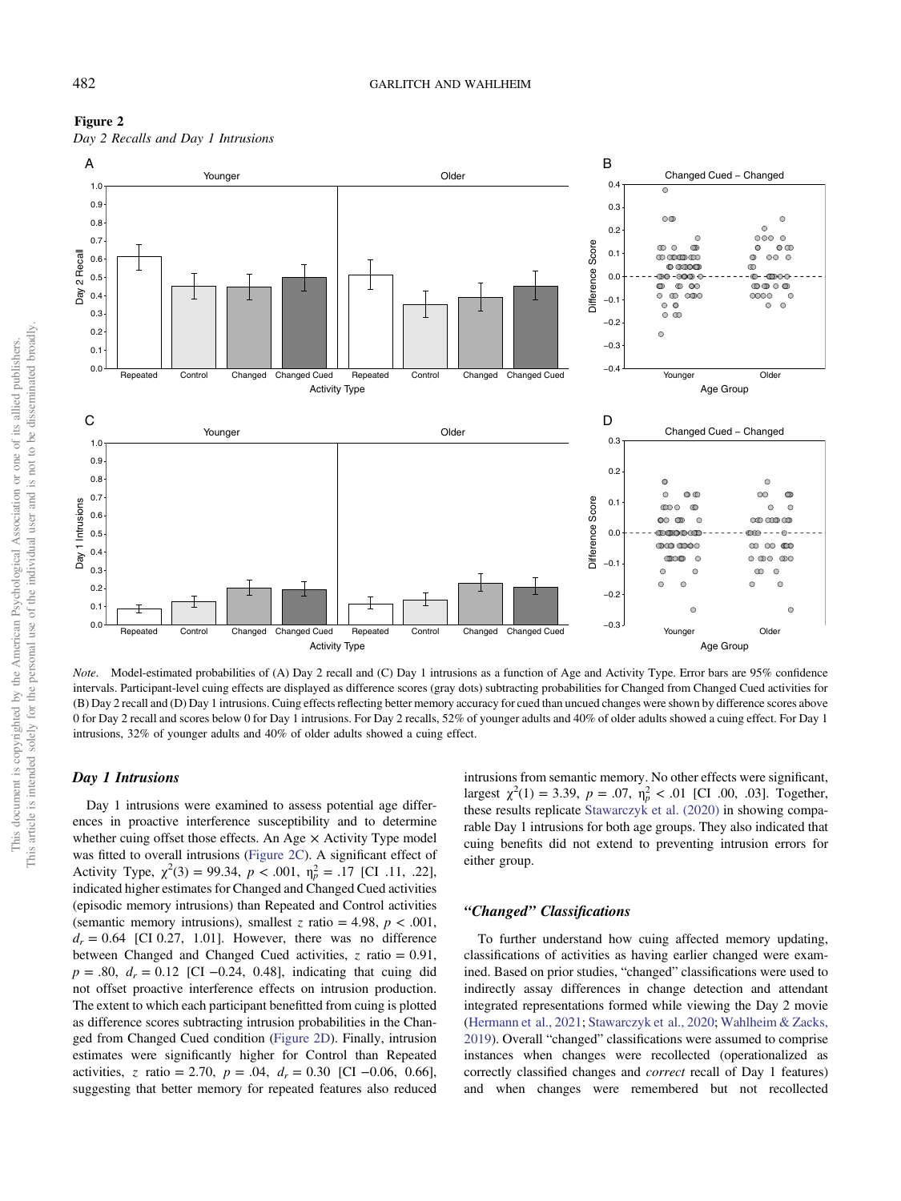**Figure 2**

*Day 2 Recalls and Day 1 Intrusions*

*Note*. Model-estimated probabilities of (A) Day 2 recall and (C) Day 1 intrusions as a function of Age and Activity Type. Error bars are 95% confidence intervals. Participant-level cuing effects are displayed as difference scores (gray dots) subtracting probabilities for Changed from Changed Cued activities for (B) Day 2 recall and (D) Day 1 intrusions. Cuing effects reflecting better memory accuracy for cued than uncued changes were shown by difference scores above 0 for Day 2 recall and scores below 0 for Day 1 intrusions. For Day 2 recalls, 52% of younger adults and 40% of older adults showed a cuing effect. For Day 1 intrusions, 32% of younger adults and 40% of older adults showed a cuing effect.

### *Day 1 Intrusions*

Day 1 intrusions were examined to assess potential age differences in proactive interference susceptibility and to determine whether cuing offset those effects. An Age × Activity Type model was fitted to overall intrusions (Figure 2C). A significant effect of Activity Type, $\chi^2(3) = 99.34$, $p < .001$, $\eta_p^2 = .17$ [CI .11, .22], indicated higher estimates for Changed and Changed Cued activities (episodic memory intrusions) than Repeated and Control activities (semantic memory intrusions), smallest $z$ ratio = 4.98, $p < .001$, $d_r = 0.64$ [CI 0.27, 1.01]. However, there was no difference between Changed and Changed Cued activities, $z$ ratio = 0.91, $p = .80$, $d_r = 0.12$ [CI −0.24, 0.48], indicating that cuing did not offset proactive interference effects on intrusion production. The extent to which each participant benefitted from cuing is plotted as difference scores subtracting intrusion probabilities in the Changed from Changed Cued condition (Figure 2D). Finally, intrusion estimates were significantly higher for Control than Repeated activities, $z$ ratio = 2.70, $p = .04$, $d_r = 0.30$ [CI −0.06, 0.66], suggesting that better memory for repeated features also reduced intrusions from semantic memory. No other effects were significant, largest $\chi^2(1) = 3.39$, $p = .07$, $\eta_p^2 < .01$ [CI .00, .03]. Together, these results replicate Stawarczyk et al. (2020) in showing comparable Day 1 intrusions for both age groups. They also indicated that cuing benefits did not extend to preventing intrusion errors for either group.

### *"Changed" Classifications*

To further understand how cuing affected memory updating, classifications of activities as having earlier changed were examined. Based on prior studies, "changed" classifications were used to indirectly assay differences in change detection and attendant integrated representations formed while viewing the Day 2 movie (Hermann et al., 2021; Stawarczyk et al., 2020; Wahlheim & Zacks, 2019). Overall "changed" classifications were assumed to comprise instances when changes were recollected (operationalized as correctly classified changes and *correct* recall of Day 1 features) and when changes were remembered but not recollected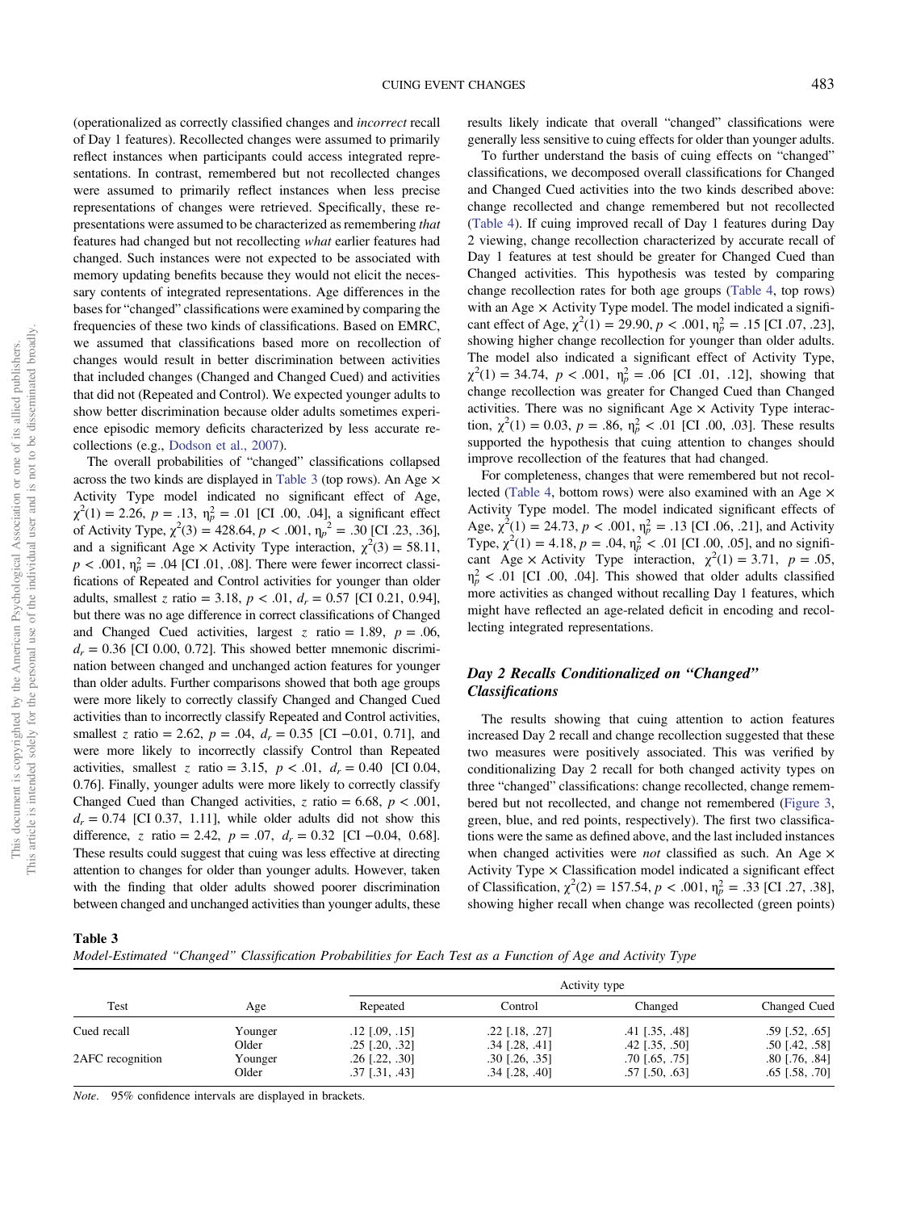(operationalized as correctly classified changes and *incorrect* recall of Day 1 features). Recollected changes were assumed to primarily reflect instances when participants could access integrated representations. In contrast, remembered but not recollected changes were assumed to primarily reflect instances when less precise representations of changes were retrieved. Specifically, these representations were assumed to be characterized as remembering *that* features had changed but not recollecting *what* earlier features had changed. Such instances were not expected to be associated with memory updating benefits because they would not elicit the necessary contents of integrated representations. Age differences in the bases for "changed" classifications were examined by comparing the frequencies of these two kinds of classifications. Based on EMRC, we assumed that classifications based more on recollection of changes would result in better discrimination between activities that included changes (Changed and Changed Cued) and activities that did not (Repeated and Control). We expected younger adults to show better discrimination because older adults sometimes experience episodic memory deficits characterized by less accurate recollections (e.g., Dodson et al., 2007).

The overall probabilities of "changed" classifications collapsed across the two kinds are displayed in Table 3 (top rows). An Age × Activity Type model indicated no significant effect of Age, $\chi^2(1) = 2.26$, $p = .13$, $\eta_p^2 = .01$ [CI .00, .04], a significant effect of Activity Type, $\chi^2(3) = 428.64$, $p < .001$, $\eta_p^2 = .30$ [CI .23, .36], and a significant Age × Activity Type interaction, $\chi^2(3) = 58.11$, $p < .001$, $\eta_p^2 = .04$ [CI .01, .08]. There were fewer incorrect classifications of Repeated and Control activities for younger than older adults, smallest $z$ ratio = 3.18, $p < .01$, $d_r = 0.57$ [CI 0.21, 0.94], but there was no age difference in correct classifications of Changed and Changed Cued activities, largest $z$ ratio = 1.89, $p = .06$, $d_r = 0.36$ [CI 0.00, 0.72]. This showed better mnemonic discrimination between changed and unchanged action features for younger than older adults. Further comparisons showed that both age groups were more likely to correctly classify Changed and Changed Cued activities than to incorrectly classify Repeated and Control activities, smallest $z$ ratio = 2.62, $p = .04$, $d_r = 0.35$ [CI −0.01, 0.71], and were more likely to incorrectly classify Control than Repeated activities, smallest $z$ ratio = 3.15, $p < .01$, $d_r = 0.40$ [CI 0.04, 0.76]. Finally, younger adults were more likely to correctly classify Changed Cued than Changed activities, $z$ ratio = 6.68, $p < .001$, $d_r = 0.74$ [CI 0.37, 1.11], while older adults did not show this difference, $z$ ratio = 2.42, $p = .07$, $d_r = 0.32$ [CI −0.04, 0.68]. These results could suggest that cuing was less effective at directing attention to changes for older than younger adults. However, taken with the finding that older adults showed poorer discrimination between changed and unchanged activities than younger adults, these results likely indicate that overall "changed" classifications were generally less sensitive to cuing effects for older than younger adults.

To further understand the basis of cuing effects on "changed" classifications, we decomposed overall classifications for Changed and Changed Cued activities into the two kinds described above: change recollected and change remembered but not recollected (Table 4). If cuing improved recall of Day 1 features during Day 2 viewing, change recollection characterized by accurate recall of Day 1 features at test should be greater for Changed Cued than Changed activities. This hypothesis was tested by comparing change recollection rates for both age groups (Table 4, top rows) with an Age × Activity Type model. The model indicated a significant effect of Age, $\chi^2(1) = 29.90$, $p < .001$, $\eta_p^2 = .15$ [CI .07, .23], showing higher change recollection for younger than older adults. The model also indicated a significant effect of Activity Type, $\chi^2(1) = 34.74$, $p < .001$, $\eta_p^2 = .06$ [CI .01, .12], showing that change recollection was greater for Changed Cued than Changed activities. There was no significant Age × Activity Type interaction, $\chi^2(1) = 0.03$, $p = .86$, $\eta_p^2 < .01$ [CI .00, .03]. These results supported the hypothesis that cuing attention to changes should improve recollection of the features that had changed.

For completeness, changes that were remembered but not recollected (Table 4, bottom rows) were also examined with an Age × Activity Type model. The model indicated significant effects of Age, $\chi^2(1) = 24.73$, $p < .001$, $\eta_p^2 = .13$ [CI .06, .21], and Activity Type, $\chi^2(1) = 4.18$, $p = .04$, $\eta_p^2 < .01$ [CI .00, .05], and no significant Age × Activity Type interaction, $\chi^2(1) = 3.71$, $p = .05$, $\eta_p^2 < .01$ [CI .00, .04]. This showed that older adults classified more activities as changed without recalling Day 1 features, which might have reflected an age-related deficit in encoding and recollecting integrated representations.

### *Day 2 Recalls Conditionalized on "Changed" Classifications*

The results showing that cuing attention to action features increased Day 2 recall and change recollection suggested that these two measures were positively associated. This was verified by conditionalizing Day 2 recall for both changed activity types on three "changed" classifications: change recollected, change remembered but not recollected, and change not remembered (Figure 3, green, blue, and red points, respectively). The first two classifications were the same as defined above, and the last included instances when changed activities were *not* classified as such. An Age × Activity Type × Classification model indicated a significant effect of Classification, $\chi^2(2) = 157.54$, $p < .001$, $\eta_p^2 = .33$ [CI .27, .38], showing higher recall when change was recollected (green points)

**Table 3**
*Model-Estimated "Changed" Classification Probabilities for Each Test as a Function of Age and Activity Type*

| Test | Age | Activity type | | | |
|---|---|---|---|---|---|
| | | Repeated | Control | Changed | Changed Cued |
| Cued recall | Younger | .12 [.09, .15] | .22 [.18, .27] | .41 [.35, .48] | .59 [.52, .65] |
| | Older | .25 [.20, .32] | .34 [.28, .41] | .42 [.35, .50] | .50 [.42, .58] |
| 2AFC recognition | Younger | .26 [.22, .30] | .30 [.26, .35] | .70 [.65, .75] | .80 [.76, .84] |
| | Older | .37 [.31, .43] | .34 [.28, .40] | .57 [.50, .63] | .65 [.58, .70] |

*Note*. 95% confidence intervals are displayed in brackets.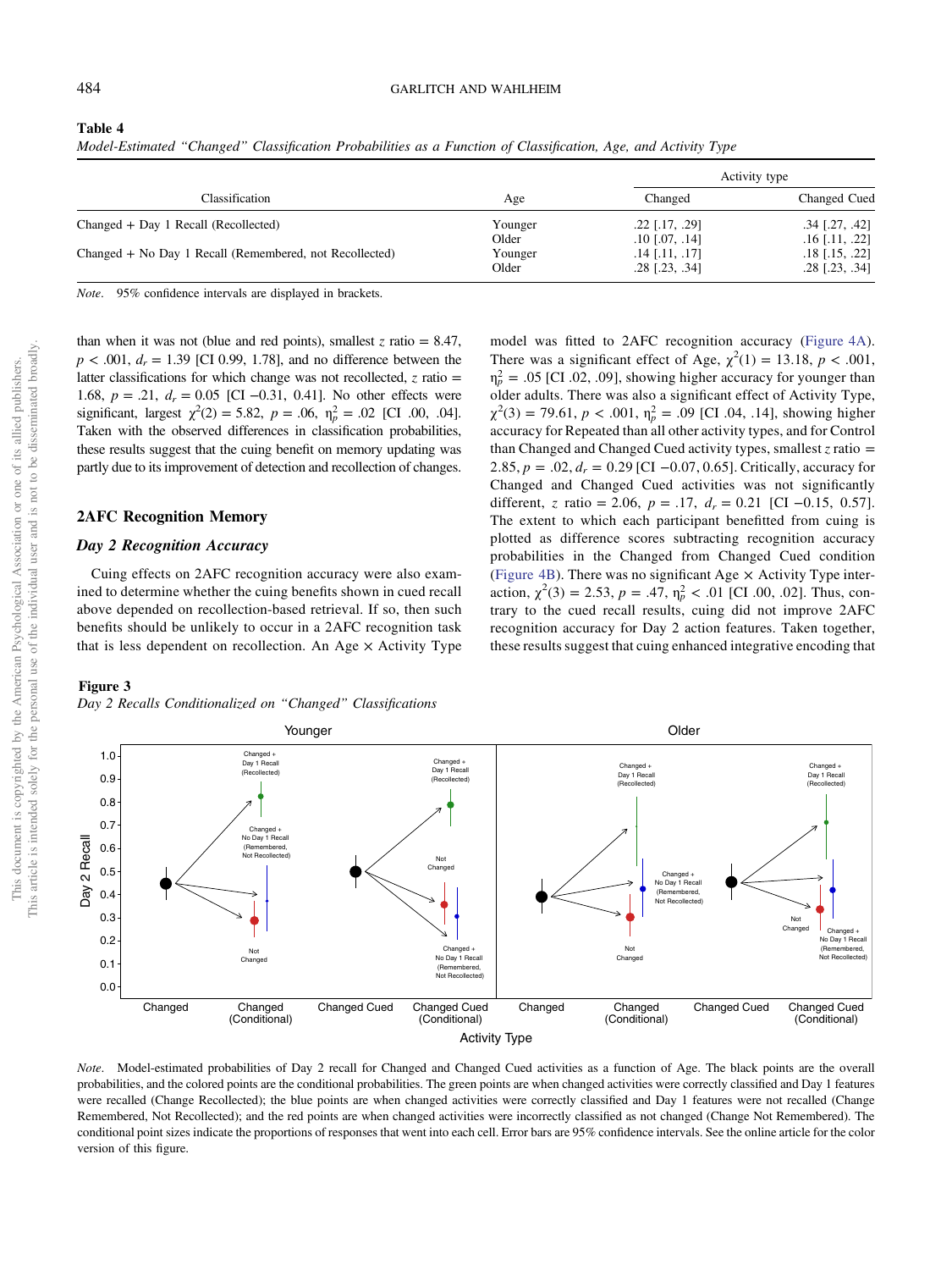**Table 4**
*Model-Estimated "Changed" Classification Probabilities as a Function of Classification, Age, and Activity Type*

| Classification | Age | Activity type | |
|---|---|---|---|
| | | Changed | Changed Cued |
| Changed + Day 1 Recall (Recollected) | Younger | .22 [.17, .29] | .34 [.27, .42] |
| | Older | .10 [.07, .14] | .16 [.11, .22] |
| Changed + No Day 1 Recall (Remembered, not Recollected) | Younger | .14 [.11, .17] | .18 [.15, .22] |
| | Older | .28 [.23, .34] | .28 [.23, .34] |

*Note*. 95% confidence intervals are displayed in brackets.

than when it was not (blue and red points), smallest $z$ ratio = 8.47, $p < .001$, $d_r = 1.39$ [CI 0.99, 1.78], and no difference between the latter classifications for which change was not recollected, $z$ ratio = 1.68, $p = .21$, $d_r = 0.05$ [CI −0.31, 0.41]. No other effects were significant, largest $\chi^2(2) = 5.82$, $p = .06$, $\eta_p^2 = .02$ [CI .00, .04]. Taken with the observed differences in classification probabilities, these results suggest that the cuing benefit on memory updating was partly due to its improvement of detection and recollection of changes.

## 2AFC Recognition Memory

### *Day 2 Recognition Accuracy*

Cuing effects on 2AFC recognition accuracy were also examined to determine whether the cuing benefits shown in cued recall above depended on recollection-based retrieval. If so, then such benefits should be unlikely to occur in a 2AFC recognition task that is less dependent on recollection. An Age × Activity Type model was fitted to 2AFC recognition accuracy (Figure 4A). There was a significant effect of Age, $\chi^2(1) = 13.18$, $p < .001$, $\eta_p^2 = .05$ [CI .02, .09], showing higher accuracy for younger than older adults. There was also a significant effect of Activity Type, $\chi^2(3) = 79.61$, $p < .001$, $\eta_p^2 = .09$ [CI .04, .14], showing higher accuracy for Repeated than all other activity types, and for Control than Changed and Changed Cued activity types, smallest $z$ ratio = 2.85, $p = .02$, $d_r = 0.29$ [CI −0.07, 0.65]. Critically, accuracy for Changed and Changed Cued activities was not significantly different, $z$ ratio = 2.06, $p = .17$, $d_r = 0.21$ [CI −0.15, 0.57]. The extent to which each participant benefitted from cuing is plotted as difference scores subtracting recognition accuracy probabilities in the Changed from Changed Cued condition (Figure 4B). There was no significant Age × Activity Type interaction, $\chi^2(3) = 2.53$, $p = .47$, $\eta_p^2 < .01$ [CI .00, .02]. Thus, contrary to the cued recall results, cuing did not improve 2AFC recognition accuracy for Day 2 action features. Taken together, these results suggest that cuing enhanced integrative encoding that

**Figure 3**
*Day 2 Recalls Conditionalized on "Changed" Classifications*

*Note*. Model-estimated probabilities of Day 2 recall for Changed and Changed Cued activities as a function of Age. The black points are the overall probabilities, and the colored points are the conditional probabilities. The green points are when changed activities were correctly classified and Day 1 features were recalled (Change Recollected); the blue points are when changed activities were correctly classified and Day 1 features were not recalled (Change Remembered, Not Recollected); and the red points are when changed activities were incorrectly classified as not changed (Change Not Remembered). The conditional point sizes indicate the proportions of responses that went into each cell. Error bars are 95% confidence intervals. See the online article for the color version of this figure.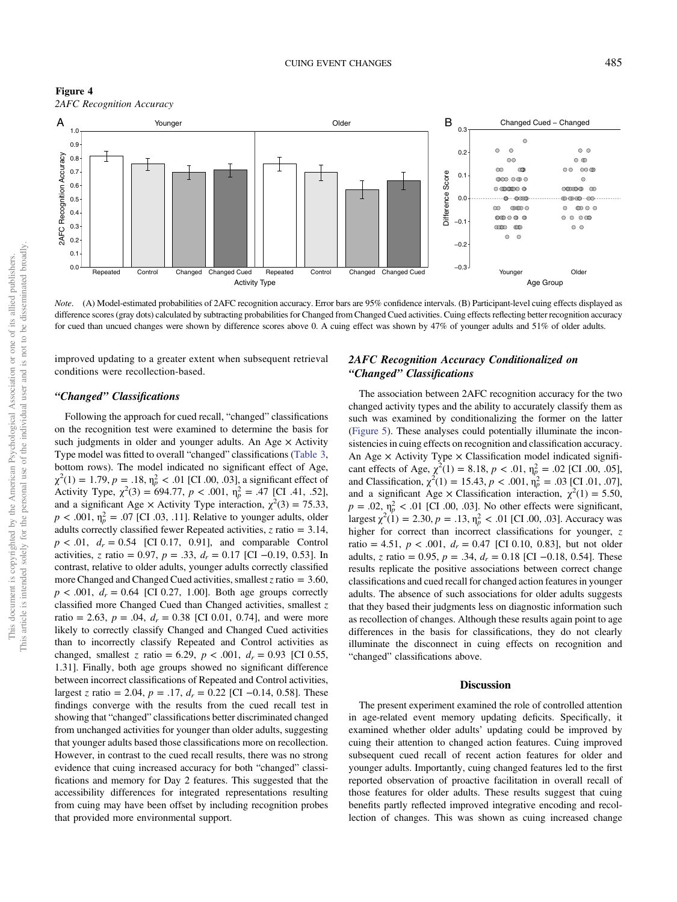**Figure 4**
*2AFC Recognition Accuracy*

*Note*. (A) Model-estimated probabilities of 2AFC recognition accuracy. Error bars are 95% confidence intervals. (B) Participant-level cuing effects displayed as difference scores (gray dots) calculated by subtracting probabilities for Changed from Changed Cued activities. Cuing effects reflecting better recognition accuracy for cued than uncued changes were shown by difference scores above 0. A cuing effect was shown by 47% of younger adults and 51% of older adults.

improved updating to a greater extent when subsequent retrieval conditions were recollection-based.

### *"Changed" Classifications*

Following the approach for cued recall, "changed" classifications on the recognition test were examined to determine the basis for such judgments in older and younger adults. An Age × Activity Type model was fitted to overall "changed" classifications (Table 3, bottom rows). The model indicated no significant effect of Age, $\chi^2(1) = 1.79$, $p = .18$, $\eta_p^2 < .01$ [CI .00, .03], a significant effect of Activity Type, $\chi^2(3) = 694.77$, $p < .001$, $\eta_p^2 = .47$ [CI .41, .52], and a significant Age × Activity Type interaction, $\chi^2(3) = 75.33$, $p < .001$, $\eta_p^2 = .07$ [CI .03, .11]. Relative to younger adults, older adults correctly classified fewer Repeated activities, $z$ ratio = 3.14, $p < .01$, $d_r = 0.54$ [CI 0.17, 0.91], and comparable Control activities, $z$ ratio = 0.97, $p = .33$, $d_r = 0.17$ [CI −0.19, 0.53]. In contrast, relative to older adults, younger adults correctly classified more Changed and Changed Cued activities, smallest $z$ ratio = 3.60, $p < .001$, $d_r = 0.64$ [CI 0.27, 1.00]. Both age groups correctly classified more Changed Cued than Changed activities, smallest $z$ ratio = 2.63, $p = .04$, $d_r = 0.38$ [CI 0.01, 0.74], and were more likely to correctly classify Changed and Changed Cued activities than to incorrectly classify Repeated and Control activities as changed, smallest $z$ ratio = 6.29, $p < .001$, $d_r = 0.93$ [CI 0.55, 1.31]. Finally, both age groups showed no significant difference between incorrect classifications of Repeated and Control activities, largest $z$ ratio = 2.04, $p = .17$, $d_r = 0.22$ [CI −0.14, 0.58]. These findings converge with the results from the cued recall test in showing that "changed" classifications better discriminated changed from unchanged activities for younger than older adults, suggesting that younger adults based those classifications more on recollection. However, in contrast to the cued recall results, there was no strong evidence that cuing increased accuracy for both "changed" classifications and memory for Day 2 features. This suggested that the accessibility differences for integrated representations resulting from cuing may have been offset by including recognition probes that provided more environmental support.

### *2AFC Recognition Accuracy Conditionalized on "Changed" Classifications*

The association between 2AFC recognition accuracy for the two changed activity types and the ability to accurately classify them as such was examined by conditionalizing the former on the latter (Figure 5). These analyses could potentially illuminate the inconsistencies in cuing effects on recognition and classification accuracy. An Age × Activity Type × Classification model indicated significant effects of Age, $\chi^2(1) = 8.18$, $p < .01$, $\eta_p^2 = .02$ [CI .00, .05], and Classification, $\chi^2(1) = 15.43$, $p < .001$, $\eta_p^2 = .03$ [CI .01, .07], and a significant Age × Classification interaction, $\chi^2(1) = 5.50$, $p = .02$, $\eta_p^2 < .01$ [CI .00, .03]. No other effects were significant, largest $\chi^2(1) = 2.30$, $p = .13$, $\eta_p^2 < .01$ [CI .00, .03]. Accuracy was higher for correct than incorrect classifications for younger, $z$ ratio = 4.51, $p < .001$, $d_r = 0.47$ [CI 0.10, 0.83], but not older adults, $z$ ratio = 0.95, $p = .34$, $d_r = 0.18$ [CI −0.18, 0.54]. These results replicate the positive associations between correct change classifications and cued recall for changed action features in younger adults. The absence of such associations for older adults suggests that they based their judgments less on diagnostic information such as recollection of changes. Although these results again point to age differences in the basis for classifications, they do not clearly illuminate the disconnect in cuing effects on recognition and "changed" classifications above.

## Discussion

The present experiment examined the role of controlled attention in age-related event memory updating deficits. Specifically, it examined whether older adults' updating could be improved by cuing their attention to changed action features. Cuing improved subsequent cued recall of recent action features for older and younger adults. Importantly, cuing changed features led to the first reported observation of proactive facilitation in overall recall of those features for older adults. These results suggest that cuing benefits partly reflected improved integrative encoding and recollection of changes. This was shown as cuing increased change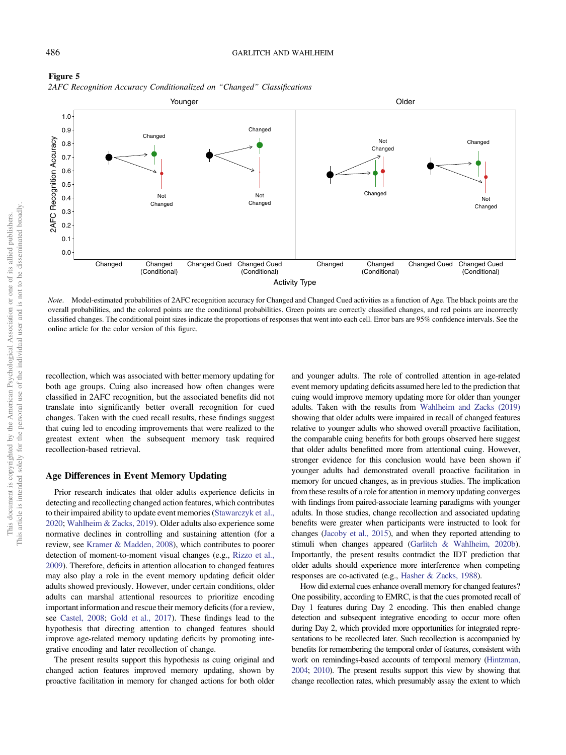**Figure 5**

*2AFC Recognition Accuracy Conditionalized on "Changed" Classifications*

*Note*. Model-estimated probabilities of 2AFC recognition accuracy for Changed and Changed Cued activities as a function of Age. The black points are the overall probabilities, and the colored points are the conditional probabilities. Green points are correctly classified changes, and red points are incorrectly classified changes. The conditional point sizes indicate the proportions of responses that went into each cell. Error bars are 95% confidence intervals. See the online article for the color version of this figure.

recollection, which was associated with better memory updating for both age groups. Cuing also increased how often changes were classified in 2AFC recognition, but the associated benefits did not translate into significantly better overall recognition for cued changes. Taken with the cued recall results, these findings suggest that cuing led to encoding improvements that were realized to the greatest extent when the subsequent memory task required recollection-based retrieval.

## Age Differences in Event Memory Updating

Prior research indicates that older adults experience deficits in detecting and recollecting changed action features, which contributes to their impaired ability to update event memories (Stawarczyk et al., 2020; Wahlheim & Zacks, 2019). Older adults also experience some normative declines in controlling and sustaining attention (for a review, see Kramer & Madden, 2008), which contributes to poorer detection of moment-to-moment visual changes (e.g., Rizzo et al., 2009). Therefore, deficits in attention allocation to changed features may also play a role in the event memory updating deficit older adults showed previously. However, under certain conditions, older adults can marshal attentional resources to prioritize encoding important information and rescue their memory deficits (for a review, see Castel, 2008; Gold et al., 2017). These findings lead to the hypothesis that directing attention to changed features should improve age-related memory updating deficits by promoting integrative encoding and later recollection of change.

The present results support this hypothesis as cuing original and changed action features improved memory updating, shown by proactive facilitation in memory for changed actions for both older and younger adults. The role of controlled attention in age-related event memory updating deficits assumed here led to the prediction that cuing would improve memory updating more for older than younger adults. Taken with the results from Wahlheim and Zacks (2019) showing that older adults were impaired in recall of changed features relative to younger adults who showed overall proactive facilitation, the comparable cuing benefits for both groups observed here suggest that older adults benefitted more from attentional cuing. However, stronger evidence for this conclusion would have been shown if younger adults had demonstrated overall proactive facilitation in memory for uncued changes, as in previous studies. The implication from these results of a role for attention in memory updating converges with findings from paired-associate learning paradigms with younger adults. In those studies, change recollection and associated updating benefits were greater when participants were instructed to look for changes (Jacoby et al., 2015), and when they reported attending to stimuli when changes appeared (Garlitch & Wahlheim, 2020b). Importantly, the present results contradict the IDT prediction that older adults should experience more interference when competing responses are co-activated (e.g., Hasher & Zacks, 1988).

How did external cues enhance overall memory for changed features? One possibility, according to EMRC, is that the cues promoted recall of Day 1 features during Day 2 encoding. This then enabled change detection and subsequent integrative encoding to occur more often during Day 2, which provided more opportunities for integrated representations to be recollected later. Such recollection is accompanied by benefits for remembering the temporal order of features, consistent with work on remindings-based accounts of temporal memory (Hintzman, 2004; 2010). The present results support this view by showing that change recollection rates, which presumably assay the extent to which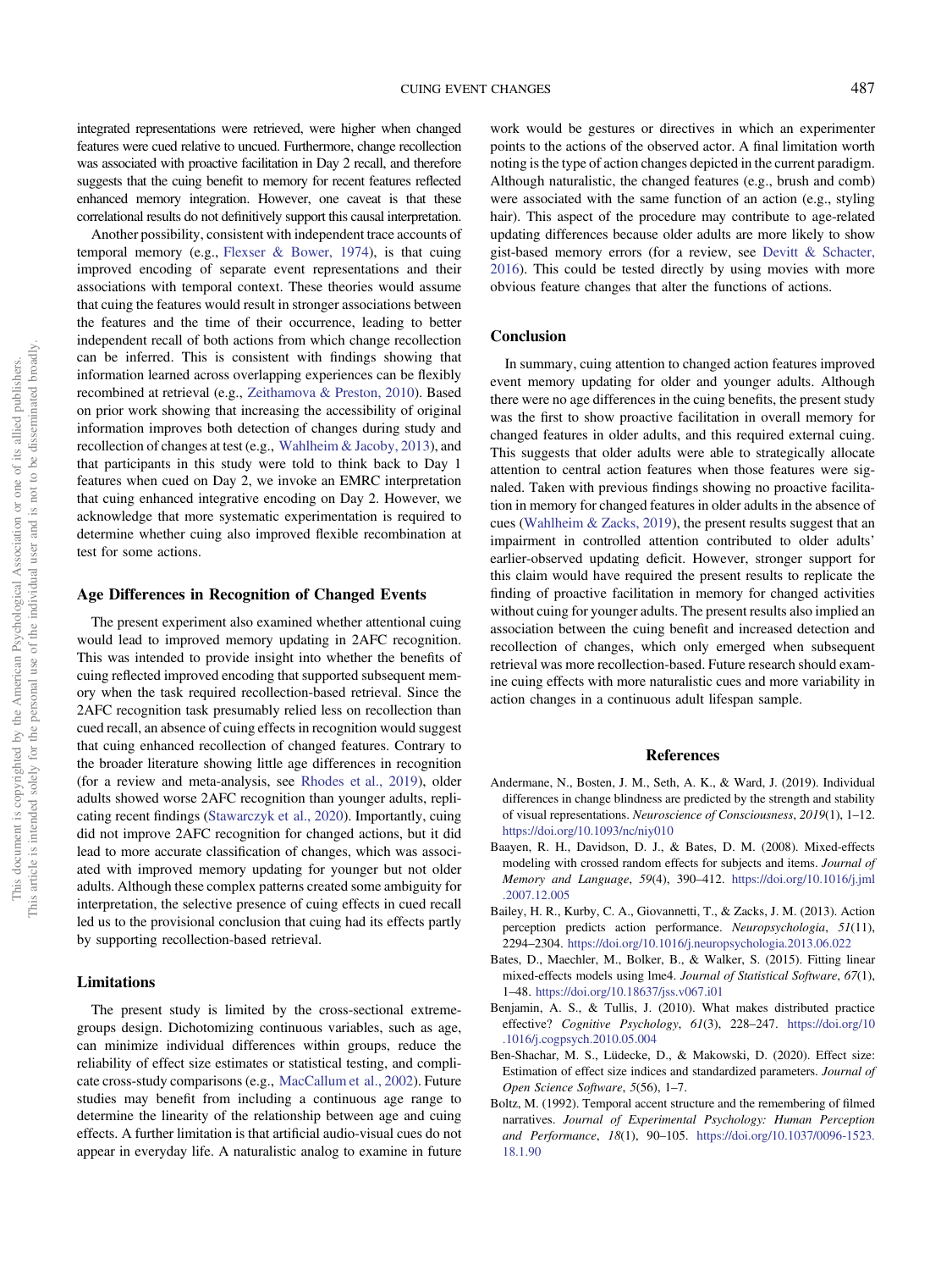integrated representations were retrieved, were higher when changed features were cued relative to uncued. Furthermore, change recollection was associated with proactive facilitation in Day 2 recall, and therefore suggests that the cuing benefit to memory for recent features reflected enhanced memory integration. However, one caveat is that these correlational results do not definitively support this causal interpretation.

Another possibility, consistent with independent trace accounts of temporal memory (e.g., Flexser & Bower, 1974), is that cuing improved encoding of separate event representations and their associations with temporal context. These theories would assume that cuing the features would result in stronger associations between the features and the time of their occurrence, leading to better independent recall of both actions from which change recollection can be inferred. This is consistent with findings showing that information learned across overlapping experiences can be flexibly recombined at retrieval (e.g., Zeithamova & Preston, 2010). Based on prior work showing that increasing the accessibility of original information improves both detection of changes during study and recollection of changes at test (e.g., Wahlheim & Jacoby, 2013), and that participants in this study were told to think back to Day 1 features when cued on Day 2, we invoke an EMRC interpretation that cuing enhanced integrative encoding on Day 2. However, we acknowledge that more systematic experimentation is required to determine whether cuing also improved flexible recombination at test for some actions.

### Age Differences in Recognition of Changed Events

The present experiment also examined whether attentional cuing would lead to improved memory updating in 2AFC recognition. This was intended to provide insight into whether the benefits of cuing reflected improved encoding that supported subsequent memory when the task required recollection-based retrieval. Since the 2AFC recognition task presumably relied less on recollection than cued recall, an absence of cuing effects in recognition would suggest that cuing enhanced recollection of changed features. Contrary to the broader literature showing little age differences in recognition (for a review and meta-analysis, see Rhodes et al., 2019), older adults showed worse 2AFC recognition than younger adults, replicating recent findings (Stawarczyk et al., 2020). Importantly, cuing did not improve 2AFC recognition for changed actions, but it did lead to more accurate classification of changes, which was associated with improved memory updating for younger but not older adults. Although these complex patterns created some ambiguity for interpretation, the selective presence of cuing effects in cued recall led us to the provisional conclusion that cuing had its effects partly by supporting recollection-based retrieval.

### Limitations

The present study is limited by the cross-sectional extreme-groups design. Dichotomizing continuous variables, such as age, can minimize individual differences within groups, reduce the reliability of effect size estimates or statistical testing, and complicate cross-study comparisons (e.g., MacCallum et al., 2002). Future studies may benefit from including a continuous age range to determine the linearity of the relationship between age and cuing effects. A further limitation is that artificial audio-visual cues do not appear in everyday life. A naturalistic analog to examine in future work would be gestures or directives in which an experimenter points to the actions of the observed actor. A final limitation worth noting is the type of action changes depicted in the current paradigm. Although naturalistic, the changed features (e.g., brush and comb) were associated with the same function of an action (e.g., styling hair). This aspect of the procedure may contribute to age-related updating differences because older adults are more likely to show gist-based memory errors (for a review, see Devitt & Schacter, 2016). This could be tested directly by using movies with more obvious feature changes that alter the functions of actions.

## Conclusion

In summary, cuing attention to changed action features improved event memory updating for older and younger adults. Although there were no age differences in the cuing benefits, the present study was the first to show proactive facilitation in overall memory for changed features in older adults, and this required external cuing. This suggests that older adults were able to strategically allocate attention to central action features when those features were signaled. Taken with previous findings showing no proactive facilitation in memory for changed features in older adults in the absence of cues (Wahlheim & Zacks, 2019), the present results suggest that an impairment in controlled attention contributed to older adults' earlier-observed updating deficit. However, stronger support for this claim would have required the present results to replicate the finding of proactive facilitation in memory for changed activities without cuing for younger adults. The present results also implied an association between the cuing benefit and increased detection and recollection of changes, which only emerged when subsequent retrieval was more recollection-based. Future research should examine cuing effects with more naturalistic cues and more variability in action changes in a continuous adult lifespan sample.

## References

Andermane, N., Bosten, J. M., Seth, A. K., & Ward, J. (2019). Individual differences in change blindness are predicted by the strength and stability of visual representations. *Neuroscience of Consciousness*, *2019*(1), 1–12. https://doi.org/10.1093/nc/niy010

Baayen, R. H., Davidson, D. J., & Bates, D. M. (2008). Mixed-effects modeling with crossed random effects for subjects and items. *Journal of Memory and Language*, *59*(4), 390–412. https://doi.org/10.1016/j.jml.2007.12.005

Bailey, H. R., Kurby, C. A., Giovannetti, T., & Zacks, J. M. (2013). Action perception predicts action performance. *Neuropsychologia*, *51*(11), 2294–2304. https://doi.org/10.1016/j.neuropsychologia.2013.06.022

Bates, D., Maechler, M., Bolker, B., & Walker, S. (2015). Fitting linear mixed-effects models using lme4. *Journal of Statistical Software*, *67*(1), 1–48. https://doi.org/10.18637/jss.v067.i01

Benjamin, A. S., & Tullis, J. (2010). What makes distributed practice effective? *Cognitive Psychology*, *61*(3), 228–247. https://doi.org/10.1016/j.cogpsych.2010.05.004

Ben-Shachar, M. S., Lüdecke, D., & Makowski, D. (2020). Effect size: Estimation of effect size indices and standardized parameters. *Journal of Open Science Software*, *5*(56), 1–7.

Boltz, M. (1992). Temporal accent structure and the remembering of filmed narratives. *Journal of Experimental Psychology: Human Perception and Performance*, *18*(1), 90–105. https://doi.org/10.1037/0096-1523.18.1.90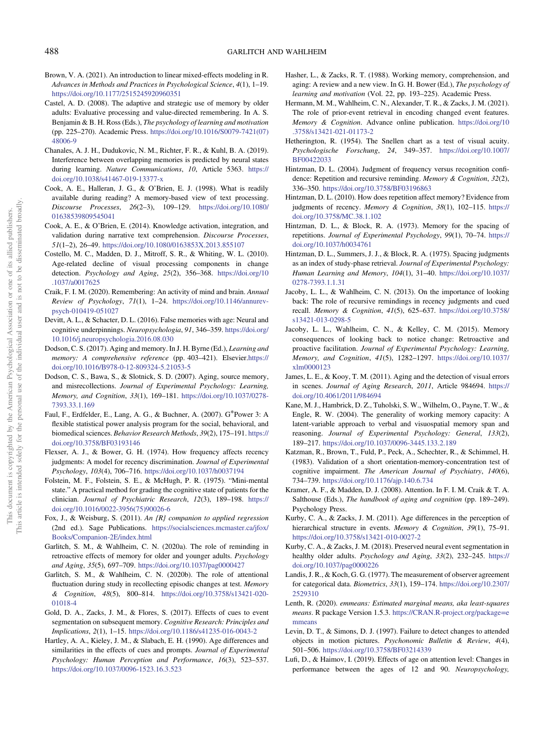Brown, V. A. (2021). An introduction to linear mixed-effects modeling in R. *Advances in Methods and Practices in Psychological Science*, *4*(1), 1–19. https://doi.org/10.1177/2515245920960351

Castel, A. D. (2008). The adaptive and strategic use of memory by older adults: Evaluative processing and value-directed remembering. In A. S. Benjamin & B. H. Ross (Eds.), *The psychology of learning and motivation* (pp. 225–270). Academic Press. https://doi.org/10.1016/S0079-7421(07)48006-9

Chanales, A. J. H., Dudukovic, N. M., Richter, F. R., & Kuhl, B. A. (2019). Interference between overlapping memories is predicted by neural states during learning. *Nature Communications*, *10*, Article 5363. https://doi.org/10.1038/s41467-019-13377-x

Cook, A. E., Halleran, J. G., & O'Brien, E. J. (1998). What is readily available during reading? A memory-based view of text processing. *Discourse Processes*, *26*(2–3), 109–129. https://doi.org/10.1080/01638539809545041

Cook, A. E., & O'Brien, E. (2014). Knowledge activation, integration, and validation during narrative text comprehension. *Discourse Processes*, *51*(1–2), 26–49. https://doi.org/10.1080/0163853X.2013.855107

Costello, M. C., Madden, D. J., Mitroff, S. R., & Whiting, W. L. (2010). Age-related decline of visual processing components in change detection. *Psychology and Aging*, *25*(2), 356–368. https://doi.org/10.1037/a0017625

Craik, F. I. M. (2020). Remembering: An activity of mind and brain. *Annual Review of Psychology*, *71*(1), 1–24. https://doi.org/10.1146/annurev-psych-010419-051027

Devitt, A. L., & Schacter, D. L. (2016). False memories with age: Neural and cognitive underpinnings. *Neuropsychologia*, *91*, 346–359. https://doi.org/10.1016/j.neuropsychologia.2016.08.030

Dodson, C. S. (2017). Aging and memory. In J. H. Byrne (Ed.), *Learning and memory: A comprehensive reference* (pp. 403–421). Elsevier.https://doi.org/10.1016/B978-0-12-809324-5.21053-5

Dodson, C. S., Bawa, S., & Slotnick, S. D. (2007). Aging, source memory, and misrecollections. *Journal of Experimental Psychology: Learning, Memory, and Cognition*, *33*(1), 169–181. https://doi.org/10.1037/0278-7393.33.1.169

Faul, F., Erdfelder, E., Lang, A. G., & Buchner, A. (2007). G*Power 3: A flexible statistical power analysis program for the social, behavioral, and biomedical sciences. *Behavior Research Methods*, *39*(2), 175–191. https://doi.org/10.3758/BF03193146

Flexser, A. J., & Bower, G. H. (1974). How frequency affects recency judgments: A model for recency discrimination. *Journal of Experimental Psychology*, *103*(4), 706–716. https://doi.org/10.1037/h0037194

Folstein, M. F., Folstein, S. E., & McHugh, P. R. (1975). "Mini-mental state." A practical method for grading the cognitive state of patients for the clinician. *Journal of Psychiatric Research*, *12*(3), 189–198. https://doi.org/10.1016/0022-3956(75)90026-6

Fox, J., & Weisburg, S. (2011). *An {R} companion to applied regression* (2nd ed.). Sage Publications. https://socialsciences.mcmaster.ca/jfox/Books/Companion-2E/index.html

Garlitch, S. M., & Wahlheim, C. N. (2020a). The role of reminding in retroactive effects of memory for older and younger adults. *Psychology and Aging*, *35*(5), 697–709. https://doi.org/10.1037/pag0000427

Garlitch, S. M., & Wahlheim, C. N. (2020b). The role of attentional fluctuation during study in recollecting episodic changes at test. *Memory & Cognition*, *48*(5), 800–814. https://doi.org/10.3758/s13421-020-01018-4

Gold, D. A., Zacks, J. M., & Flores, S. (2017). Effects of cues to event segmentation on subsequent memory. *Cognitive Research: Principles and Implications*, *2*(1), 1–15. https://doi.org/10.1186/s41235-016-0043-2

Hartley, A. A., Kieley, J. M., & Slabach, E. H. (1990). Age differences and similarities in the effects of cues and prompts. *Journal of Experimental Psychology: Human Perception and Performance*, *16*(3), 523–537. https://doi.org/10.1037/0096-1523.16.3.523

Hasher, L., & Zacks, R. T. (1988). Working memory, comprehension, and aging: A review and a new view. In G. H. Bower (Ed.), *The psychology of learning and motivation* (Vol. 22, pp. 193–225). Academic Press.

Hermann, M. M., Wahlheim, C. N., Alexander, T. R., & Zacks, J. M. (2021). The role of prior-event retrieval in encoding changed event features. *Memory & Cognition*. Advance online publication. https://doi.org/10.3758/s13421-021-01173-2

Hetherington, R. (1954). The Snellen chart as a test of visual acuity. *Psychologische Forschung*, *24*, 349–357. https://doi.org/10.1007/BF00422033

Hintzman, D. L. (2004). Judgment of frequency versus recognition confidence: Repetition and recursive reminding. *Memory & Cognition*, *32*(2), 336–350. https://doi.org/10.3758/BF03196863

Hintzman, D. L. (2010). How does repetition affect memory? Evidence from judgments of recency. *Memory & Cognition*, *38*(1), 102–115. https://doi.org/10.3758/MC.38.1.102

Hintzman, D. L., & Block, R. A. (1973). Memory for the spacing of repetitions. *Journal of Experimental Psychology*, *99*(1), 70–74. https://doi.org/10.1037/h0034761

Hintzman, D. L., Summers, J. J., & Block, R. A. (1975). Spacing judgments as an index of study-phase retrieval. *Journal of Experimental Psychology: Human Learning and Memory*, *104*(1), 31–40. https://doi.org/10.1037/0278-7393.1.1.31

Jacoby, L. L., & Wahlheim, C. N. (2013). On the importance of looking back: The role of recursive remindings in recency judgments and cued recall. *Memory & Cognition*, *41*(5), 625–637. https://doi.org/10.3758/s13421-013-0298-5

Jacoby, L. L., Wahlheim, C. N., & Kelley, C. M. (2015). Memory consequences of looking back to notice change: Retroactive and proactive facilitation. *Journal of Experimental Psychology: Learning, Memory, and Cognition*, *41*(5), 1282–1297. https://doi.org/10.1037/xlm0000123

James, L. E., & Kooy, T. M. (2011). Aging and the detection of visual errors in scenes. *Journal of Aging Research*, *2011*, Article 984694. https://doi.org/10.4061/2011/984694

Kane, M. J., Hambrick, D. Z., Tuholski, S. W., Wilhelm, O., Payne, T. W., & Engle, R. W. (2004). The generality of working memory capacity: A latent-variable approach to verbal and visuospatial memory span and reasoning. *Journal of Experimental Psychology: General*, *133*(2), 189–217. https://doi.org/10.1037/0096-3445.133.2.189

Katzman, R., Brown, T., Fuld, P., Peck, A., Schechter, R., & Schimmel, H. (1983). Validation of a short orientation-memory-concentration test of cognitive impairment. *The American Journal of Psychiatry*, *140*(6), 734–739. https://doi.org/10.1176/ajp.140.6.734

Kramer, A. F., & Madden, D. J. (2008). Attention. In F. I. M. Craik & T. A. Salthouse (Eds.), *The handbook of aging and cognition* (pp. 189–249). Psychology Press.

Kurby, C. A., & Zacks, J. M. (2011). Age differences in the perception of hierarchical structure in events. *Memory & Cognition*, *39*(1), 75–91. https://doi.org/10.3758/s13421-010-0027-2

Kurby, C. A., & Zacks, J. M. (2018). Preserved neural event segmentation in healthy older adults. *Psychology and Aging*, *33*(2), 232–245. https://doi.org/10.1037/pag0000226

Landis, J. R., & Koch, G. G. (1977). The measurement of observer agreement for categorical data. *Biometrics*, *33*(1), 159–174. https://doi.org/10.2307/2529310

Lenth, R. (2020). *emmeans: Estimated marginal means, aka least-squares means*. R package Version 1.5.3. https://CRAN.R-project.org/package=emmeans

Levin, D. T., & Simons, D. J. (1997). Failure to detect changes to attended objects in motion pictures. *Psychonomic Bulletin & Review*, *4*(4), 501–506. https://doi.org/10.3758/BF03214339

Lufi, D., & Haimov, I. (2019). Effects of age on attention level: Changes in performance between the ages of 12 and 90. *Neuropsychology,*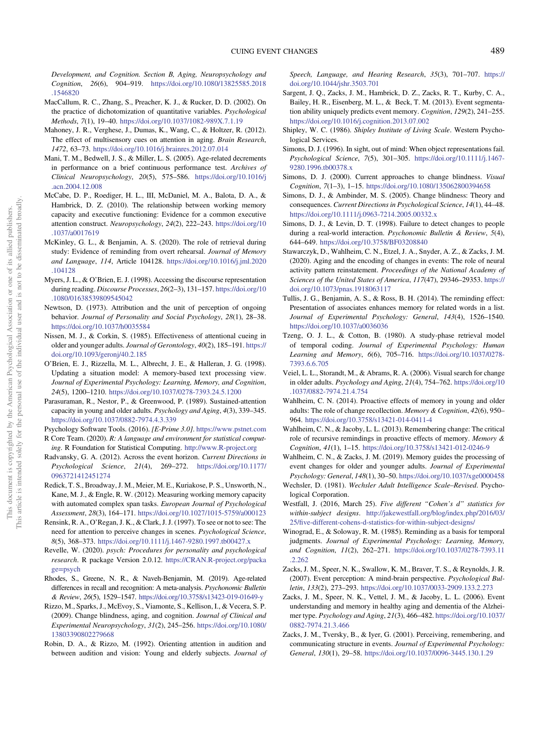Development, and Cognition. Section B, Aging, Neuropsychology and Cognition, 26(6), 904–919. https://doi.org/10.1080/13825585.2018.1546820

MacCallum, R. C., Zhang, S., Preacher, K. J., & Rucker, D. D. (2002). On the practice of dichotomization of quantitative variables. *Psychological Methods*, *7*(1), 19–40. https://doi.org/10.1037/1082-989X.7.1.19

Mahoney, J. R., Verghese, J., Dumas, K., Wang, C., & Holtzer, R. (2012). The effect of multisensory cues on attention in aging. *Brain Research*, *1472*, 63–73. https://doi.org/10.1016/j.brainres.2012.07.014

Mani, T. M., Bedwell, J. S., & Miller, L. S. (2005). Age-related decrements in performance on a brief continuous performance test. *Archives of Clinical Neuropsychology*, *20*(5), 575–586. https://doi.org/10.1016/j.acn.2004.12.008

McCabe, D. P., Roediger, H. L., III, McDaniel, M. A., Balota, D. A., & Hambrick, D. Z. (2010). The relationship between working memory capacity and executive functioning: Evidence for a common executive attention construct. *Neuropsychology*, *24*(2), 222–243. https://doi.org/10.1037/a0017619

McKinley, G. L., & Benjamin, A. S. (2020). The role of retrieval during study: Evidence of reminding from overt rehearsal. *Journal of Memory and Language*, *114*, Article 104128. https://doi.org/10.1016/j.jml.2020.104128

Myers, J. L., & O'Brien, E. J. (1998). Accessing the discourse representation during reading. *Discourse Processes*, *26*(2–3), 131–157. https://doi.org/10.1080/01638539809545042

Newtson, D. (1973). Attribution and the unit of perception of ongoing behavior. *Journal of Personality and Social Psychology*, *28*(1), 28–38. https://doi.org/10.1037/h0035584

Nissen, M. J., & Corkin, S. (1985). Effectiveness of attentional cueing in older and younger adults. *Journal of Gerontology*, *40*(2), 185–191. https://doi.org/10.1093/geronj/40.2.185

O'Brien, E. J., Rizzella, M. L., Albrecht, J. E., & Halleran, J. G. (1998). Updating a situation model: A memory-based text processing view. *Journal of Experimental Psychology: Learning, Memory, and Cognition*, *24*(5), 1200–1210. https://doi.org/10.1037/0278-7393.24.5.1200

Parasuraman, R., Nestor, P., & Greenwood, P. (1989). Sustained-attention capacity in young and older adults. *Psychology and Aging*, *4*(3), 339–345. https://doi.org/10.1037/0882-7974.4.3.339

Psychology Software Tools. (2016). *[E-Prime 3.0]*. https://www.pstnet.com

R Core Team. (2020). *R: A language and environment for statistical computing*. R Foundation for Statistical Computing. http://www.R-project.org

Radvansky, G. A. (2012). Across the event horizon. *Current Directions in Psychological Science*, *21*(4), 269–272. https://doi.org/10.1177/0963721412451274

Redick, T. S., Broadway, J. M., Meier, M. E., Kuriakose, P. S., Unsworth, N., Kane, M. J., & Engle, R. W. (2012). Measuring working memory capacity with automated complex span tasks. *European Journal of Psychological Assessment*, *28*(3), 164–171. https://doi.org/10.1027/1015-5759/a000123

Rensink, R. A., O'Regan, J. K., & Clark, J. J. (1997). To see or not to see: The need for attention to perceive changes in scenes. *Psychological Science*, *8*(5), 368–373. https://doi.org/10.1111/j.1467-9280.1997.tb00427.x

Revelle, W. (2020). *psych: Procedures for personality and psychological research*. R package Version 2.0.12. https://CRAN.R-project.org/package=psych

Rhodes, S., Greene, N. R., & Naveh-Benjamin, M. (2019). Age-related differences in recall and recognition: A meta-analysis. *Psychonomic Bulletin & Review*, *26*(5), 1529–1547. https://doi.org/10.3758/s13423-019-01649-y

Rizzo, M., Sparks, J., McEvoy, S., Viamonte, S., Kellison, I., & Vecera, S. P. (2009). Change blindness, aging, and cognition. *Journal of Clinical and Experimental Neuropsychology*, *31*(2), 245–256. https://doi.org/10.1080/13803390802279668

Robin, D. A., & Rizzo, M. (1992). Orienting attention in audition and between audition and vision: Young and elderly subjects. *Journal of Speech, Language, and Hearing Research*, *35*(3), 701–707. https://doi.org/10.1044/jshr.3503.701

Sargent, J. Q., Zacks, J. M., Hambrick, D. Z., Zacks, R. T., Kurby, C. A., Bailey, H. R., Eisenberg, M. L., & Beck, T. M. (2013). Event segmentation ability uniquely predicts event memory. *Cognition*, *129*(2), 241–255. https://doi.org/10.1016/j.cognition.2013.07.002

Shipley, W. C. (1986). *Shipley Institute of Living Scale*. Western Psychological Services.

Simons, D. J. (1996). In sight, out of mind: When object representations fail. *Psychological Science*, *7*(5), 301–305. https://doi.org/10.1111/j.1467-9280.1996.tb00378.x

Simons, D. J. (2000). Current approaches to change blindness. *Visual Cognition*, *7*(1–3), 1–15. https://doi.org/10.1080/135062800394658

Simons, D. J., & Ambinder, M. S. (2005). Change blindness: Theory and consequences. *Current Directions in Psychological Science*, *14*(1), 44–48. https://doi.org/10.1111/j.0963-7214.2005.00332.x

Simons, D. J., & Levin, D. T. (1998). Failure to detect changes to people during a real-world interaction. *Psychonomic Bulletin & Review*, *5*(4), 644–649. https://doi.org/10.3758/BF03208840

Stawarczyk, D., Wahlheim, C. N., Etzel, J. A., Snyder, A. Z., & Zacks, J. M. (2020). Aging and the encoding of changes in events: The role of neural activity pattern reinstatement. *Proceedings of the National Academy of Sciences of the United States of America*, *117*(47), 29346–29353. https://doi.org/10.1073/pnas.1918063117

Tullis, J. G., Benjamin, A. S., & Ross, B. H. (2014). The reminding effect: Presentation of associates enhances memory for related words in a list. *Journal of Experimental Psychology: General*, *143*(4), 1526–1540. https://doi.org/10.1037/a0036036

Tzeng, O. J. L., & Cotton, B. (1980). A study-phase retrieval model of temporal coding. *Journal of Experimental Psychology: Human Learning and Memory*, *6*(6), 705–716. https://doi.org/10.1037/0278-7393.6.6.705

Veiel, L. L., Storandt, M., & Abrams, R. A. (2006). Visual search for change in older adults. *Psychology and Aging*, *21*(4), 754–762. https://doi.org/10.1037/0882-7974.21.4.754

Wahlheim, C. N. (2014). Proactive effects of memory in young and older adults: The role of change recollection. *Memory & Cognition*, *42*(6), 950–964. https://doi.org/10.3758/s13421-014-0411-4

Wahlheim, C. N., & Jacoby, L. L. (2013). Remembering change: The critical role of recursive remindings in proactive effects of memory. *Memory & Cognition*, *41*(1), 1–15. https://doi.org/10.3758/s13421-012-0246-9

Wahlheim, C. N., & Zacks, J. M. (2019). Memory guides the processing of event changes for older and younger adults. *Journal of Experimental Psychology: General*, *148*(1), 30–50. https://doi.org/10.1037/xge0000458

Wechsler, D. (1981). *Wechsler Adult Intelligence Scale–Revised*. Psychological Corporation.

Westfall, J. (2016, March 25). *Five different "Cohen's d" statistics for within-subject designs*. http://jakewestfall.org/blog/index.php/2016/03/25/five-different-cohens-d-statistics-for-within-subject-designs/

Winograd, E., & Soloway, R. M. (1985). Reminding as a basis for temporal judgments. *Journal of Experimental Psychology: Learning, Memory, and Cognition*, *11*(2), 262–271. https://doi.org/10.1037/0278-7393.11.2.262

Zacks, J. M., Speer, N. K., Swallow, K. M., Braver, T. S., & Reynolds, J. R. (2007). Event perception: A mind-brain perspective. *Psychological Bulletin*, *133*(2), 273–293. https://doi.org/10.1037/0033-2909.133.2.273

Zacks, J. M., Speer, N. K., Vettel, J. M., & Jacoby, L. L. (2006). Event understanding and memory in healthy aging and dementia of the Alzheimer type. *Psychology and Aging*, *21*(3), 466–482. https://doi.org/10.1037/0882-7974.21.3.466

Zacks, J. M., Tversky, B., & Iyer, G. (2001). Perceiving, remembering, and communicating structure in events. *Journal of Experimental Psychology: General*, *130*(1), 29–58. https://doi.org/10.1037/0096-3445.130.1.29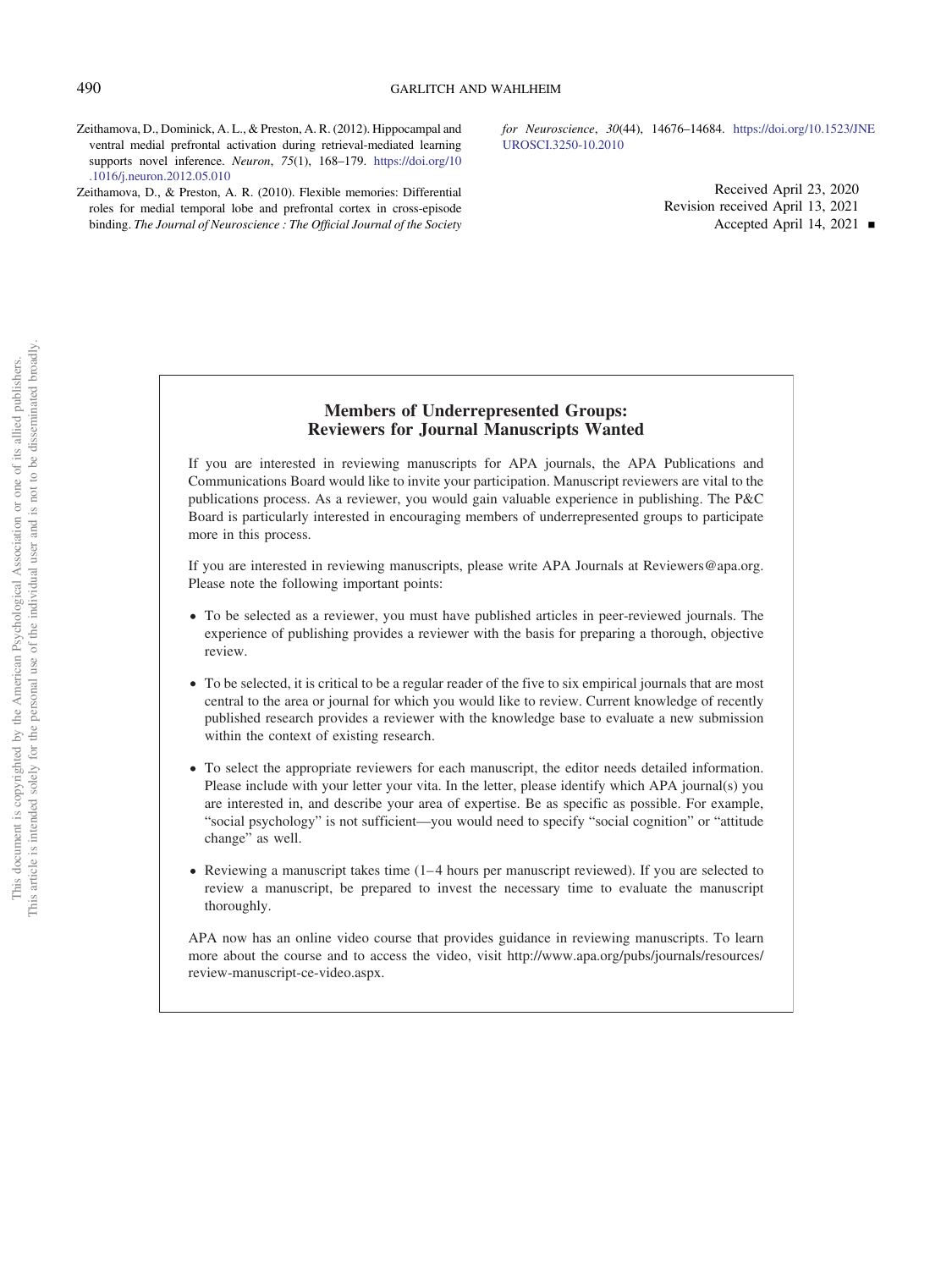Zeithamova, D., Dominick, A. L., & Preston, A. R. (2012). Hippocampal and ventral medial prefrontal activation during retrieval-mediated learning supports novel inference. *Neuron*, *75*(1), 168–179. https://doi.org/10.1016/j.neuron.2012.05.010

Zeithamova, D., & Preston, A. R. (2010). Flexible memories: Differential roles for medial temporal lobe and prefrontal cortex in cross-episode binding. *The Journal of Neuroscience : The Official Journal of the Society for Neuroscience*, *30*(44), 14676–14684. https://doi.org/10.1523/JNEUROSCI.3250-10.2010

Received April 23, 2020
Revision received April 13, 2021
Accepted April 14, 2021 ■

## Members of Underrepresented Groups: Reviewers for Journal Manuscripts Wanted

If you are interested in reviewing manuscripts for APA journals, the APA Publications and Communications Board would like to invite your participation. Manuscript reviewers are vital to the publications process. As a reviewer, you would gain valuable experience in publishing. The P&C Board is particularly interested in encouraging members of underrepresented groups to participate more in this process.

If you are interested in reviewing manuscripts, please write APA Journals at Reviewers@apa.org. Please note the following important points:

- To be selected as a reviewer, you must have published articles in peer-reviewed journals. The experience of publishing provides a reviewer with the basis for preparing a thorough, objective review.
- To be selected, it is critical to be a regular reader of the five to six empirical journals that are most central to the area or journal for which you would like to review. Current knowledge of recently published research provides a reviewer with the knowledge base to evaluate a new submission within the context of existing research.
- To select the appropriate reviewers for each manuscript, the editor needs detailed information. Please include with your letter your vita. In the letter, please identify which APA journal(s) you are interested in, and describe your area of expertise. Be as specific as possible. For example, "social psychology" is not sufficient—you would need to specify "social cognition" or "attitude change" as well.
- Reviewing a manuscript takes time (1–4 hours per manuscript reviewed). If you are selected to review a manuscript, be prepared to invest the necessary time to evaluate the manuscript thoroughly.

APA now has an online video course that provides guidance in reviewing manuscripts. To learn more about the course and to access the video, visit http://www.apa.org/pubs/journals/resources/review-manuscript-ce-video.aspx.